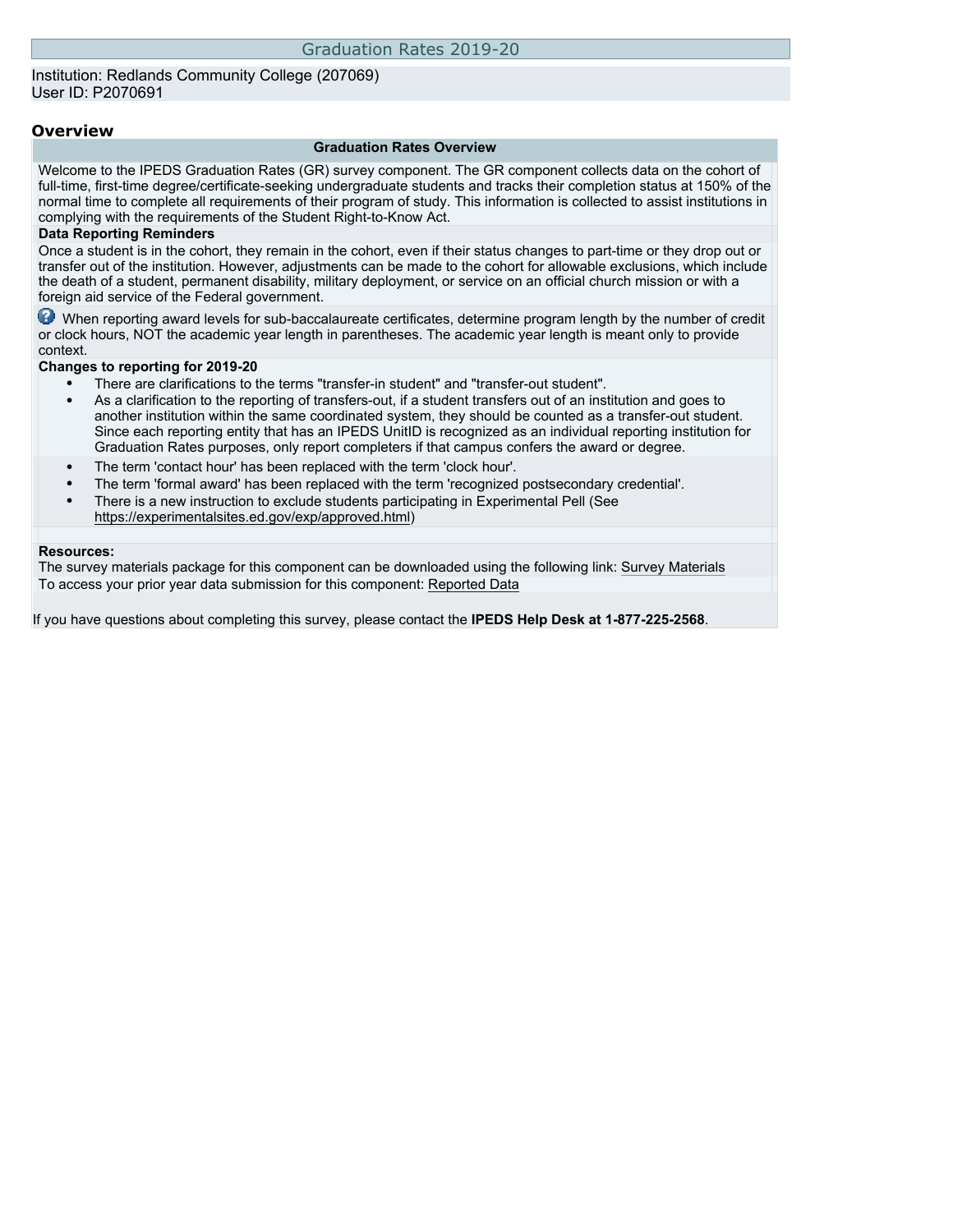# Graduation Rates 2019-20

Institution: Redlands Community College (207069)
User ID: P2070691

## Overview

### Graduation Rates Overview

Welcome to the IPEDS Graduation Rates (GR) survey component. The GR component collects data on the cohort of full-time, first-time degree/certificate-seeking undergraduate students and tracks their completion status at 150% of the normal time to complete all requirements of their program of study. This information is collected to assist institutions in complying with the requirements of the Student Right-to-Know Act.

**Data Reporting Reminders**

Once a student is in the cohort, they remain in the cohort, even if their status changes to part-time or they drop out or transfer out of the institution. However, adjustments can be made to the cohort for allowable exclusions, which include the death of a student, permanent disability, military deployment, or service on an official church mission or with a foreign aid service of the Federal government.

When reporting award levels for sub-baccalaureate certificates, determine program length by the number of credit or clock hours, NOT the academic year length in parentheses. The academic year length is meant only to provide context.

**Changes to reporting for 2019-20**

- There are clarifications to the terms "transfer-in student" and "transfer-out student".
- As a clarification to the reporting of transfers-out, if a student transfers out of an institution and goes to another institution within the same coordinated system, they should be counted as a transfer-out student. Since each reporting entity that has an IPEDS UnitID is recognized as an individual reporting institution for Graduation Rates purposes, only report completers if that campus confers the award or degree.
- The term 'contact hour' has been replaced with the term 'clock hour'.
- The term 'formal award' has been replaced with the term 'recognized postsecondary credential'.
- There is a new instruction to exclude students participating in Experimental Pell (See https://experimentalsites.ed.gov/exp/approved.html)

**Resources:**

The survey materials package for this component can be downloaded using the following link: Survey Materials

To access your prior year data submission for this component: Reported Data

If you have questions about completing this survey, please contact the **IPEDS Help Desk at 1-877-225-2568**.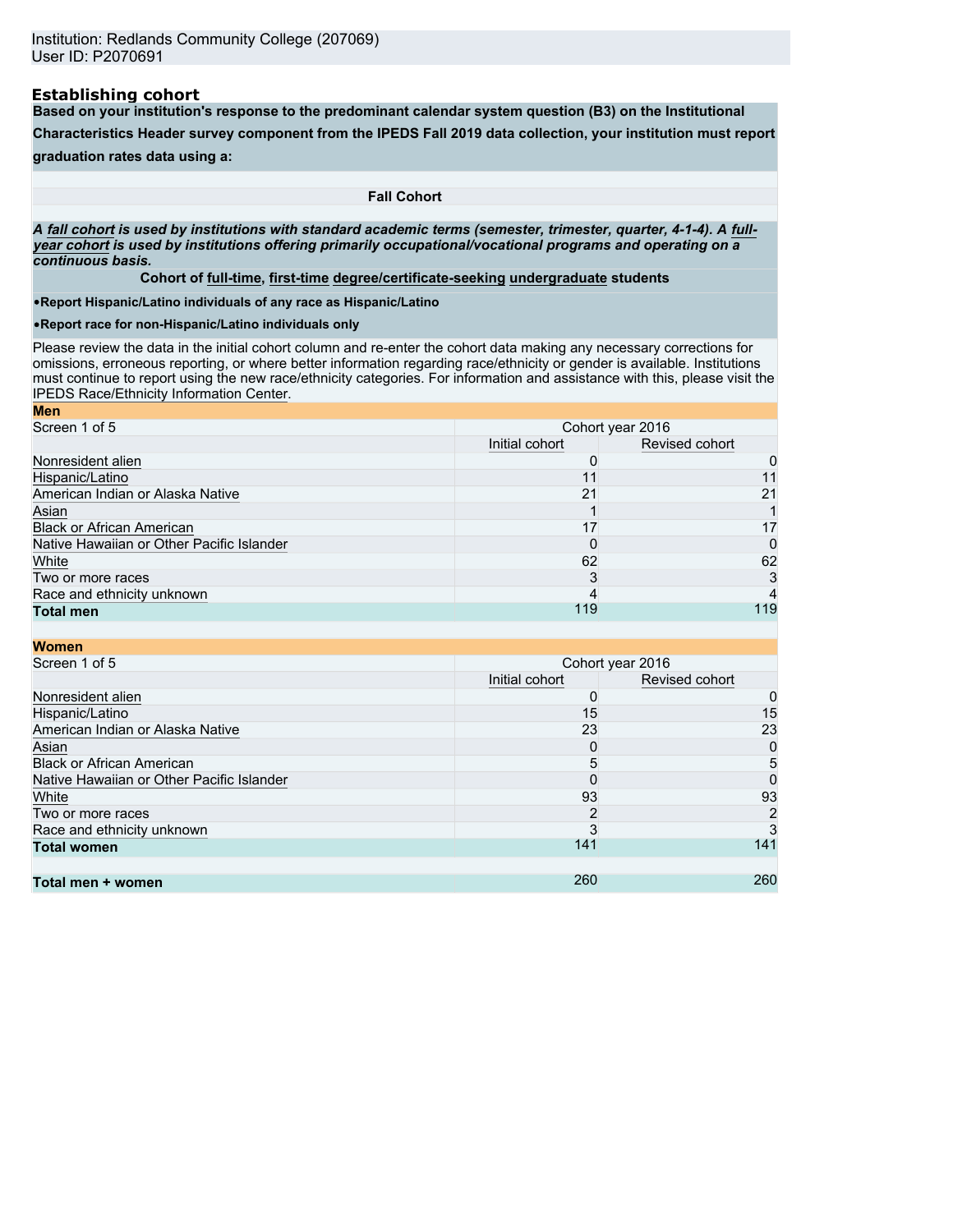Institution: Redlands Community College (207069)
User ID: P2070691

## Establishing cohort

**Based on your institution's response to the predominant calendar system question (B3) on the Institutional Characteristics Header survey component from the IPEDS Fall 2019 data collection, your institution must report graduation rates data using a:**

**Fall Cohort**

***A fall cohort is used by institutions with standard academic terms (semester, trimester, quarter, 4-1-4). A full-year cohort is used by institutions offering primarily occupational/vocational programs and operating on a continuous basis.***

**Cohort of full-time, first-time degree/certificate-seeking undergraduate students**

- **Report Hispanic/Latino individuals of any race as Hispanic/Latino**
- **Report race for non-Hispanic/Latino individuals only**

Please review the data in the initial cohort column and re-enter the cohort data making any necessary corrections for omissions, erroneous reporting, or where better information regarding race/ethnicity or gender is available. Institutions must continue to report using the new race/ethnicity categories. For information and assistance with this, please visit the IPEDS Race/Ethnicity Information Center.

**Men**

| Screen 1 of 5 | Cohort year 2016 | |
|---|---|---|
| | Initial cohort | Revised cohort |
| Nonresident alien | 0 | 0 |
| Hispanic/Latino | 11 | 11 |
| American Indian or Alaska Native | 21 | 21 |
| Asian | 1 | 1 |
| Black or African American | 17 | 17 |
| Native Hawaiian or Other Pacific Islander | 0 | 0 |
| White | 62 | 62 |
| Two or more races | 3 | 3 |
| Race and ethnicity unknown | 4 | 4 |
| **Total men** | 119 | 119 |

**Women**

| Screen 1 of 5 | Cohort year 2016 | |
|---|---|---|
| | Initial cohort | Revised cohort |
| Nonresident alien | 0 | 0 |
| Hispanic/Latino | 15 | 15 |
| American Indian or Alaska Native | 23 | 23 |
| Asian | 0 | 0 |
| Black or African American | 5 | 5 |
| Native Hawaiian or Other Pacific Islander | 0 | 0 |
| White | 93 | 93 |
| Two or more races | 2 | 2 |
| Race and ethnicity unknown | 3 | 3 |
| **Total women** | 141 | 141 |
| | | |
| **Total men + women** | 260 | 260 |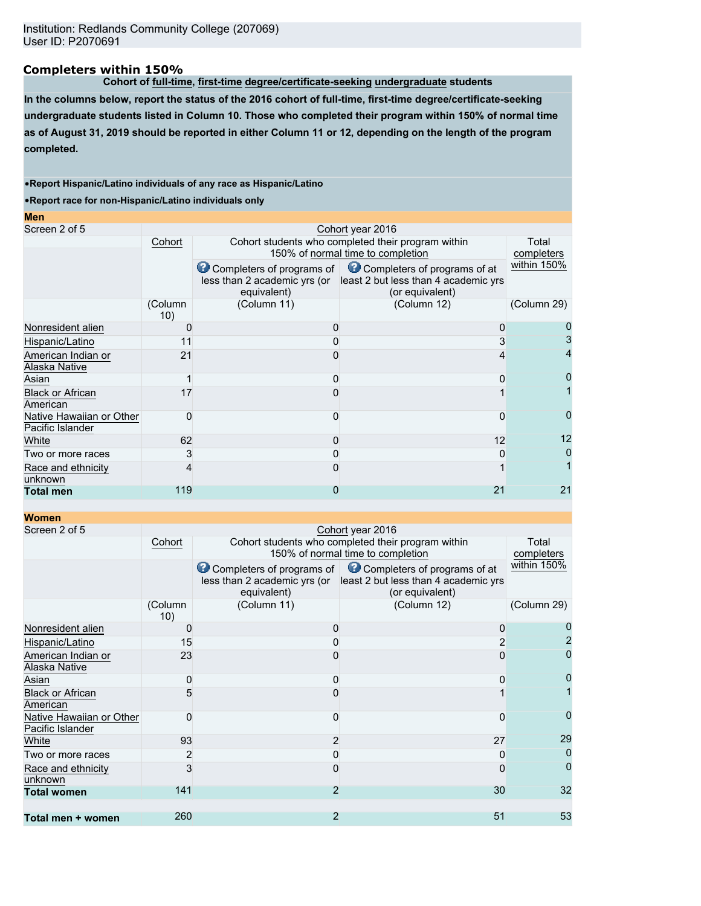Institution: Redlands Community College (207069)
User ID: P2070691

## Completers within 150%

**Cohort of full-time, first-time degree/certificate-seeking undergraduate students**

**In the columns below, report the status of the 2016 cohort of full-time, first-time degree/certificate-seeking undergraduate students listed in Column 10. Those who completed their program within 150% of normal time as of August 31, 2019 should be reported in either Column 11 or 12, depending on the length of the program completed.**

- **Report Hispanic/Latino individuals of any race as Hispanic/Latino**
- **Report race for non-Hispanic/Latino individuals only**

### Men

Screen 2 of 5

| | Cohort year 2016 | | | |
|---|---|---|---|---|
| | Cohort | Cohort students who completed their program within 150% of normal time to completion | | Total completers within 150% |
| | | Completers of programs of less than 2 academic yrs (or equivalent) | Completers of programs of at least 2 but less than 4 academic yrs (or equivalent) | |
| | (Column 10) | (Column 11) | (Column 12) | (Column 29) |
| Nonresident alien | 0 | 0 | 0 | 0 |
| Hispanic/Latino | 11 | 0 | 3 | 3 |
| American Indian or Alaska Native | 21 | 0 | 4 | 4 |
| Asian | 1 | 0 | 0 | 0 |
| Black or African American | 17 | 0 | 1 | 1 |
| Native Hawaiian or Other Pacific Islander | 0 | 0 | 0 | 0 |
| White | 62 | 0 | 12 | 12 |
| Two or more races | 3 | 0 | 0 | 0 |
| Race and ethnicity unknown | 4 | 0 | 1 | 1 |
| **Total men** | 119 | 0 | 21 | 21 |

### Women

Screen 2 of 5

| | Cohort year 2016 | | | |
|---|---|---|---|---|
| | Cohort | Cohort students who completed their program within 150% of normal time to completion | | Total completers within 150% |
| | | Completers of programs of less than 2 academic yrs (or equivalent) | Completers of programs of at least 2 but less than 4 academic yrs (or equivalent) | |
| | (Column 10) | (Column 11) | (Column 12) | (Column 29) |
| Nonresident alien | 0 | 0 | 0 | 0 |
| Hispanic/Latino | 15 | 0 | 2 | 2 |
| American Indian or Alaska Native | 23 | 0 | 0 | 0 |
| Asian | 0 | 0 | 0 | 0 |
| Black or African American | 5 | 0 | 1 | 1 |
| Native Hawaiian or Other Pacific Islander | 0 | 0 | 0 | 0 |
| White | 93 | 2 | 27 | 29 |
| Two or more races | 2 | 0 | 0 | 0 |
| Race and ethnicity unknown | 3 | 0 | 0 | 0 |
| **Total women** | 141 | 2 | 30 | 32 |
| | | | | |
| **Total men + women** | 260 | 2 | 51 | 53 |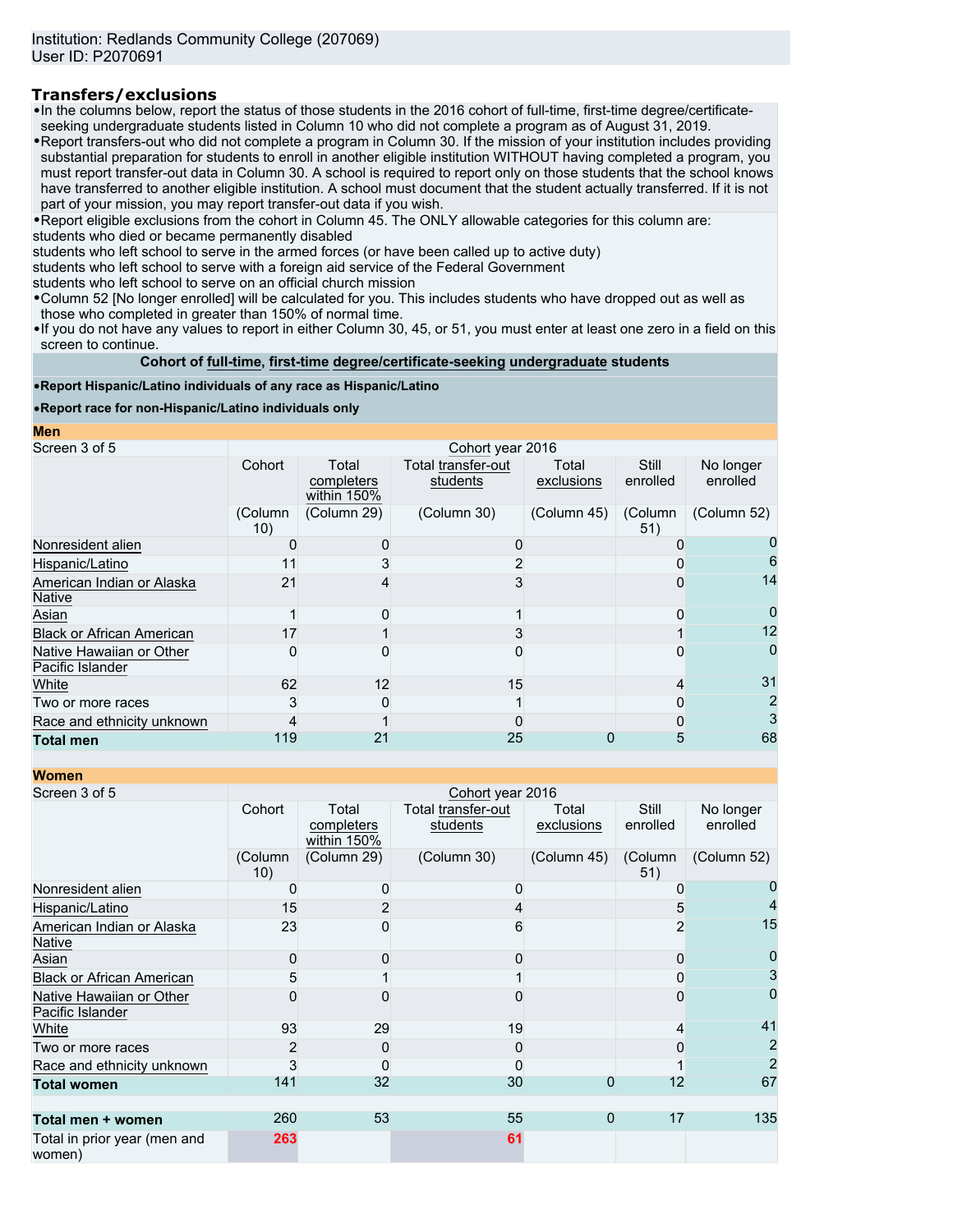Institution: Redlands Community College (207069)
User ID: P2070691

## Transfers/exclusions

- In the columns below, report the status of those students in the 2016 cohort of full-time, first-time degree/certificate-seeking undergraduate students listed in Column 10 who did not complete a program as of August 31, 2019.
- Report transfers-out who did not complete a program in Column 30. If the mission of your institution includes providing substantial preparation for students to enroll in another eligible institution WITHOUT having completed a program, you must report transfer-out data in Column 30. A school is required to report only on those students that the school knows have transferred to another eligible institution. A school must document that the student actually transferred. If it is not part of your mission, you may report transfer-out data if you wish.
- Report eligible exclusions from the cohort in Column 45. The ONLY allowable categories for this column are:

students who died or became permanently disabled
students who left school to serve in the armed forces (or have been called up to active duty)
students who left school to serve with a foreign aid service of the Federal Government
students who left school to serve on an official church mission

- Column 52 [No longer enrolled] will be calculated for you. This includes students who have dropped out as well as those who completed in greater than 150% of normal time.
- If you do not have any values to report in either Column 30, 45, or 51, you must enter at least one zero in a field on this screen to continue.

**Cohort of full-time, first-time degree/certificate-seeking undergraduate students**

- **Report Hispanic/Latino individuals of any race as Hispanic/Latino**
- **Report race for non-Hispanic/Latino individuals only**

**Men**

| Screen 3 of 5 | Cohort year 2016 | | | | | |
|---|---|---|---|---|---|---|
| | Cohort | Total completers within 150% | Total transfer-out students | Total exclusions | Still enrolled | No longer enrolled |
| | (Column 10) | (Column 29) | (Column 30) | (Column 45) | (Column 51) | (Column 52) |
| Nonresident alien | 0 | 0 | 0 | | 0 | 0 |
| Hispanic/Latino | 11 | 3 | 2 | | 0 | 6 |
| American Indian or Alaska Native | 21 | 4 | 3 | | 0 | 14 |
| Asian | 1 | 0 | 1 | | 0 | 0 |
| Black or African American | 17 | 1 | 3 | | 1 | 12 |
| Native Hawaiian or Other Pacific Islander | 0 | 0 | 0 | | 0 | 0 |
| White | 62 | 12 | 15 | | 4 | 31 |
| Two or more races | 3 | 0 | 1 | | 0 | 2 |
| Race and ethnicity unknown | 4 | 1 | 0 | | 0 | 3 |
| **Total men** | 119 | 21 | 25 | 0 | 5 | 68 |

**Women**

| Screen 3 of 5 | Cohort year 2016 | | | | | |
|---|---|---|---|---|---|---|
| | Cohort | Total completers within 150% | Total transfer-out students | Total exclusions | Still enrolled | No longer enrolled |
| | (Column 10) | (Column 29) | (Column 30) | (Column 45) | (Column 51) | (Column 52) |
| Nonresident alien | 0 | 0 | 0 | | 0 | 0 |
| Hispanic/Latino | 15 | 2 | 4 | | 5 | 4 |
| American Indian or Alaska Native | 23 | 0 | 6 | | 2 | 15 |
| Asian | 0 | 0 | 0 | | 0 | 0 |
| Black or African American | 5 | 1 | 1 | | 0 | 3 |
| Native Hawaiian or Other Pacific Islander | 0 | 0 | 0 | | 0 | 0 |
| White | 93 | 29 | 19 | | 4 | 41 |
| Two or more races | 2 | 0 | 0 | | 0 | 2 |
| Race and ethnicity unknown | 3 | 0 | 0 | | 1 | 2 |
| **Total women** | 141 | 32 | 30 | 0 | 12 | 67 |
| | | | | | | |
| **Total men + women** | 260 | 53 | 55 | 0 | 17 | 135 |
| Total in prior year (men and women) | 263 | | 61 | | | |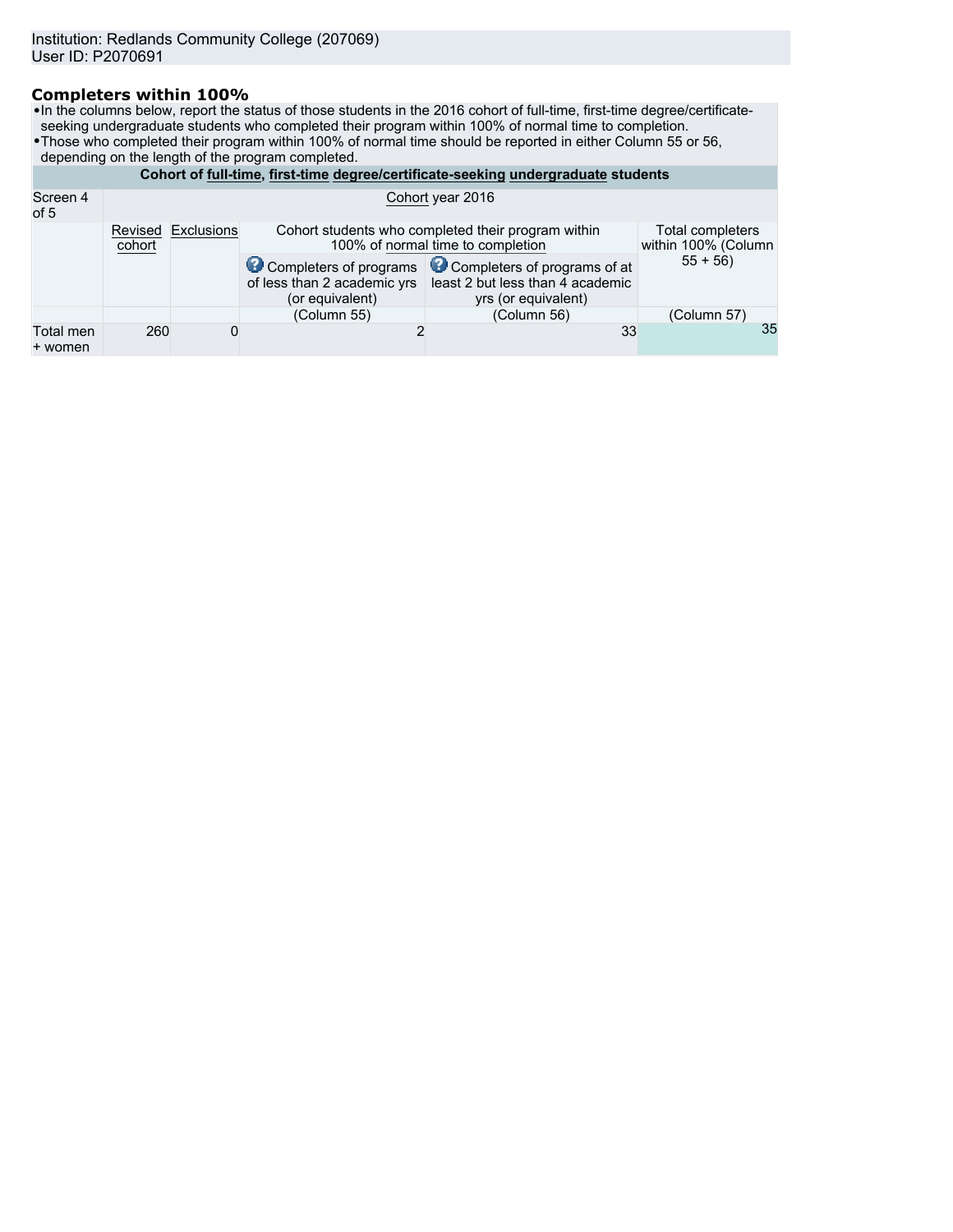Institution: Redlands Community College (207069)
User ID: P2070691

## Completers within 100%

- In the columns below, report the status of those students in the 2016 cohort of full-time, first-time degree/certificate-seeking undergraduate students who completed their program within 100% of normal time to completion.
- Those who completed their program within 100% of normal time should be reported in either Column 55 or 56, depending on the length of the program completed.

| Cohort of **full-time**, **first-time** **degree/certificate-seeking** **undergraduate** students | | | | | |
|---|---|---|---|---|---|
| Screen 4 of 5 | Cohort year 2016 | | | | |
| | Revised cohort | Exclusions | Cohort students who completed their program within 100% of normal time to completion | | Total completers within 100% (Column 55 + 56) |
| | | | Completers of programs of less than 2 academic yrs (or equivalent) | Completers of programs of at least 2 but less than 4 academic yrs (or equivalent) | |
| | | | (Column 55) | (Column 56) | (Column 57) |
| Total men + women | 260 | 0 | 2 | 33 | 35 |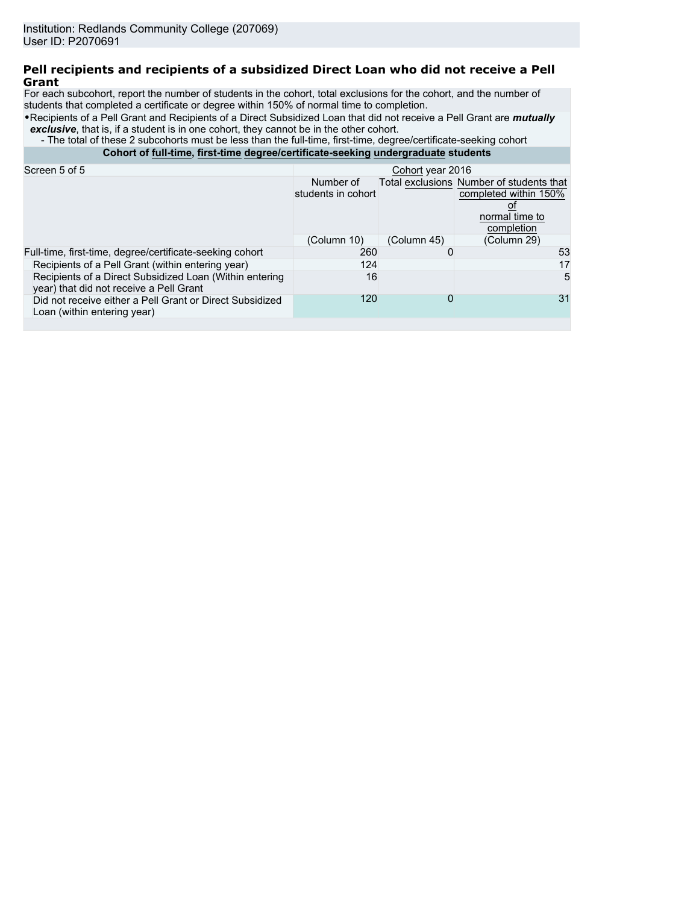Institution: Redlands Community College (207069)
User ID: P2070691

## Pell recipients and recipients of a subsidized Direct Loan who did not receive a Pell Grant

For each subcohort, report the number of students in the cohort, total exclusions for the cohort, and the number of students that completed a certificate or degree within 150% of normal time to completion.

- Recipients of a Pell Grant and Recipients of a Direct Subsidized Loan that did not receive a Pell Grant are ***mutually exclusive***, that is, if a student is in one cohort, they cannot be in the other cohort.
  - The total of these 2 subcohorts must be less than the full-time, first-time, degree/certificate-seeking cohort

| Cohort of full-time, first-time degree/certificate-seeking undergraduate students | | | |
|---|---|---|---|
| Screen 5 of 5 | Cohort year 2016 | | |
| | Number of students in cohort | Total exclusions | Number of students that completed within 150% of normal time to completion |
| | (Column 10) | (Column 45) | (Column 29) |
| Full-time, first-time, degree/certificate-seeking cohort | 260 | 0 | 53 |
| Recipients of a Pell Grant (within entering year) | 124 | | 17 |
| Recipients of a Direct Subsidized Loan (Within entering year) that did not receive a Pell Grant | 16 | | 5 |
| Did not receive either a Pell Grant or Direct Subsidized Loan (within entering year) | 120 | 0 | 31 |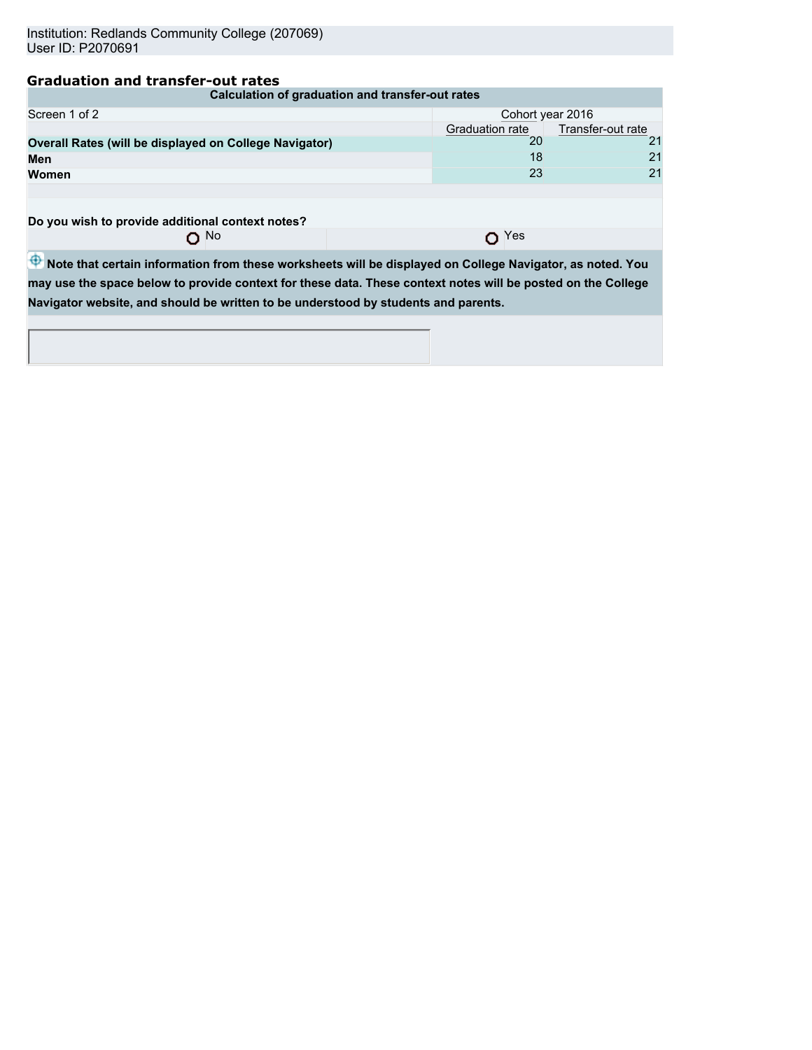Institution: Redlands Community College (207069)
User ID: P2070691

## Graduation and transfer-out rates

| Calculation of graduation and transfer-out rates | | |
|---|---|---|
| Screen 1 of 2 | Cohort year 2016 | |
| | Graduation rate | Transfer-out rate |
| **Overall Rates (will be displayed on College Navigator)** | 20 | 21 |
| **Men** | 18 | 21 |
| **Women** | 23 | 21 |

**Do you wish to provide additional context notes?**

No

Yes

**Note that certain information from these worksheets will be displayed on College Navigator, as noted. You may use the space below to provide context for these data. These context notes will be posted on the College Navigator website, and should be written to be understood by students and parents.**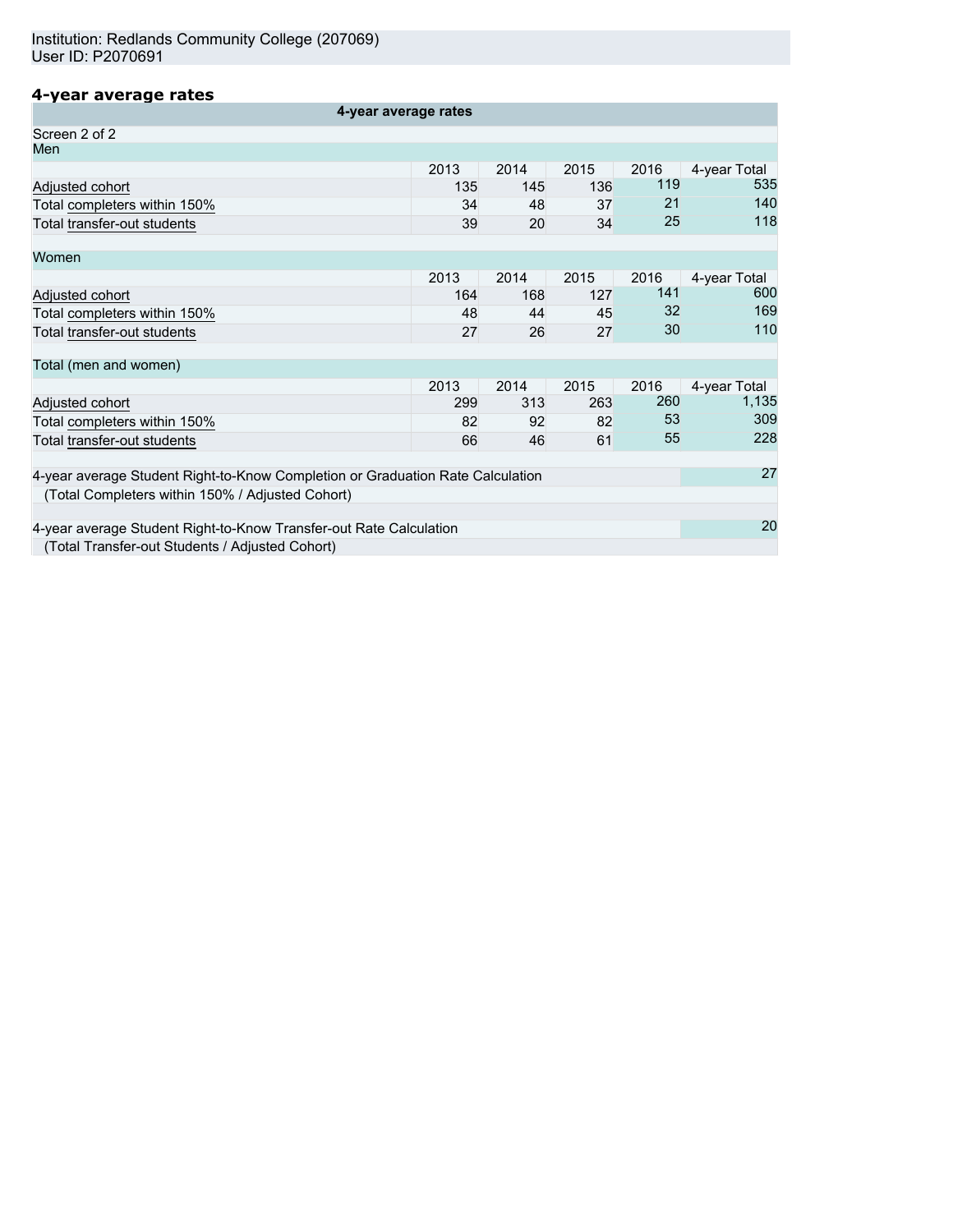Institution: Redlands Community College (207069)
User ID: P2070691

## 4-year average rates

| 4-year average rates | | | | | |
|---|---|---|---|---|---|
| Screen 2 of 2 | | | | | |
| **Men** | | | | | |
| | 2013 | 2014 | 2015 | 2016 | 4-year Total |
| Adjusted cohort | 135 | 145 | 136 | 119 | 535 |
| Total completers within 150% | 34 | 48 | 37 | 21 | 140 |
| Total transfer-out students | 39 | 20 | 34 | 25 | 118 |
| **Women** | | | | | |
| | 2013 | 2014 | 2015 | 2016 | 4-year Total |
| Adjusted cohort | 164 | 168 | 127 | 141 | 600 |
| Total completers within 150% | 48 | 44 | 45 | 32 | 169 |
| Total transfer-out students | 27 | 26 | 27 | 30 | 110 |
| **Total (men and women)** | | | | | |
| | 2013 | 2014 | 2015 | 2016 | 4-year Total |
| Adjusted cohort | 299 | 313 | 263 | 260 | 1,135 |
| Total completers within 150% | 82 | 92 | 82 | 53 | 309 |
| Total transfer-out students | 66 | 46 | 61 | 55 | 228 |

| | |
|---|---|
| 4-year average Student Right-to-Know Completion or Graduation Rate Calculation (Total Completers within 150% / Adjusted Cohort) | 27 |
| 4-year average Student Right-to-Know Transfer-out Rate Calculation (Total Transfer-out Students / Adjusted Cohort) | 20 |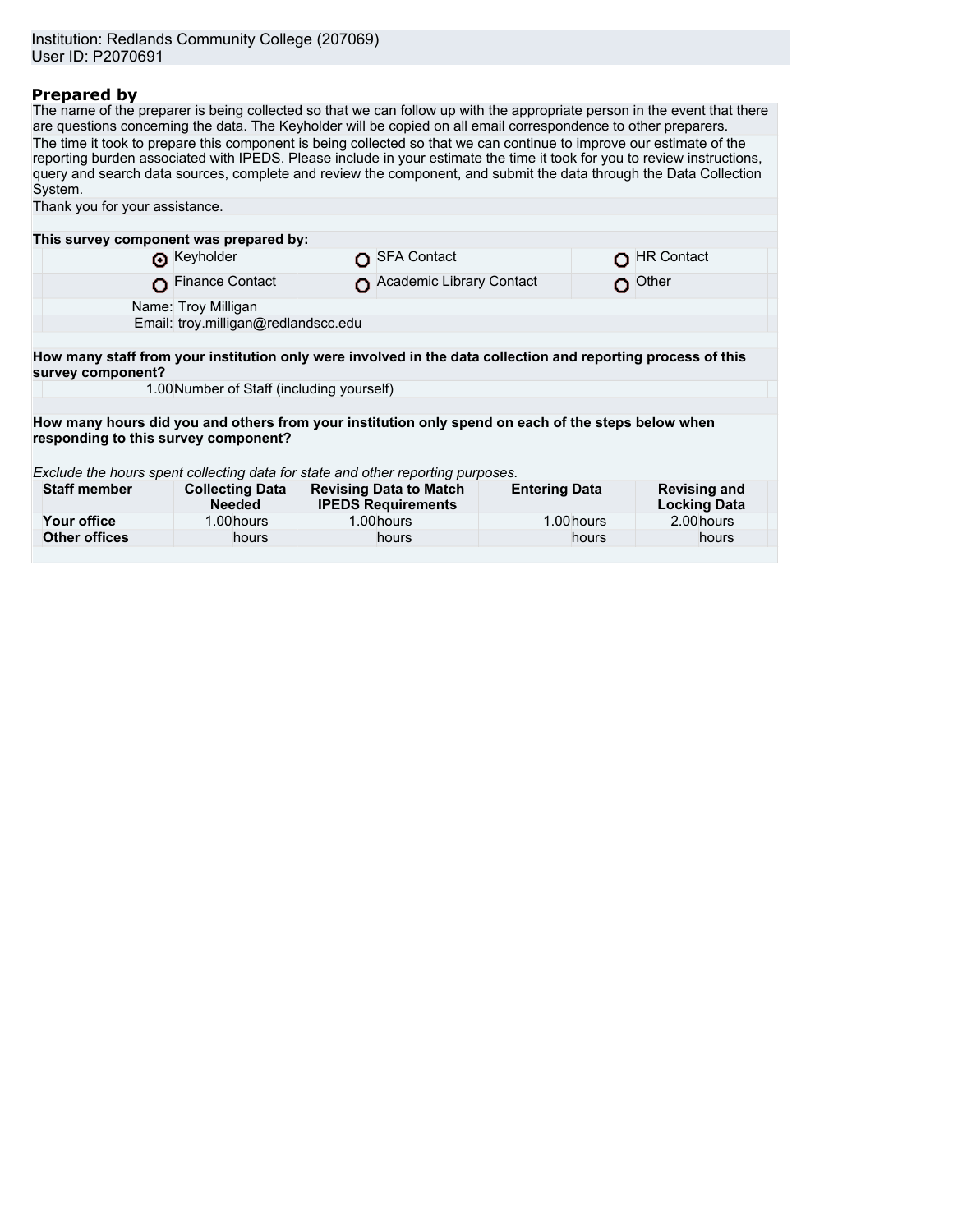Institution: Redlands Community College (207069)
User ID: P2070691

## Prepared by

The name of the preparer is being collected so that we can follow up with the appropriate person in the event that there are questions concerning the data. The Keyholder will be copied on all email correspondence to other preparers.

The time it took to prepare this component is being collected so that we can continue to improve our estimate of the reporting burden associated with IPEDS. Please include in your estimate the time it took for you to review instructions, query and search data sources, complete and review the component, and submit the data through the Data Collection System.

Thank you for your assistance.

**This survey component was prepared by:**

| | | |
|---|---|---|
| (●) Keyholder | ( ) SFA Contact | ( ) HR Contact |
| ( ) Finance Contact | ( ) Academic Library Contact | ( ) Other |

Name: Troy Milligan
Email: troy.milligan@redlandscc.edu

**How many staff from your institution only were involved in the data collection and reporting process of this survey component?**

1.00 Number of Staff (including yourself)

**How many hours did you and others from your institution only spend on each of the steps below when responding to this survey component?**

*Exclude the hours spent collecting data for state and other reporting purposes.*

| Staff member | Collecting Data Needed | Revising Data to Match IPEDS Requirements | Entering Data | Revising and Locking Data |
|---|---|---|---|---|
| **Your office** | 1.00 hours | 1.00 hours | 1.00 hours | 2.00 hours |
| **Other offices** | hours | hours | hours | hours |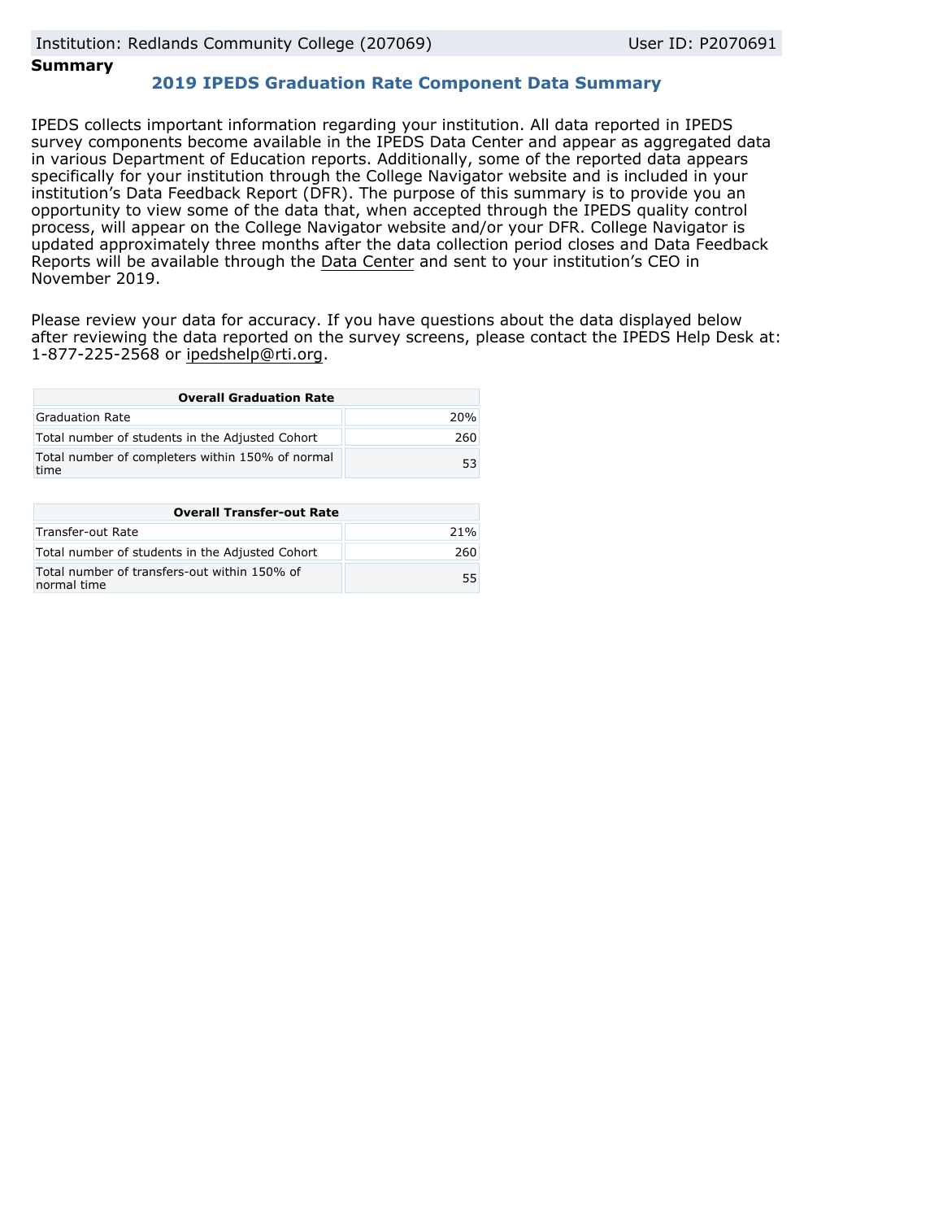**Summary**

## 2019 IPEDS Graduation Rate Component Data Summary

IPEDS collects important information regarding your institution. All data reported in IPEDS survey components become available in the IPEDS Data Center and appear as aggregated data in various Department of Education reports. Additionally, some of the reported data appears specifically for your institution through the College Navigator website and is included in your institution's Data Feedback Report (DFR). The purpose of this summary is to provide you an opportunity to view some of the data that, when accepted through the IPEDS quality control process, will appear on the College Navigator website and/or your DFR. College Navigator is updated approximately three months after the data collection period closes and Data Feedback Reports will be available through the Data Center and sent to your institution's CEO in November 2019.

Please review your data for accuracy. If you have questions about the data displayed below after reviewing the data reported on the survey screens, please contact the IPEDS Help Desk at: 1-877-225-2568 or ipedshelp@rti.org.

| Overall Graduation Rate | |
|---|---|
| Graduation Rate | 20% |
| Total number of students in the Adjusted Cohort | 260 |
| Total number of completers within 150% of normal time | 53 |

| Overall Transfer-out Rate | |
|---|---|
| Transfer-out Rate | 21% |
| Total number of students in the Adjusted Cohort | 260 |
| Total number of transfers-out within 150% of normal time | 55 |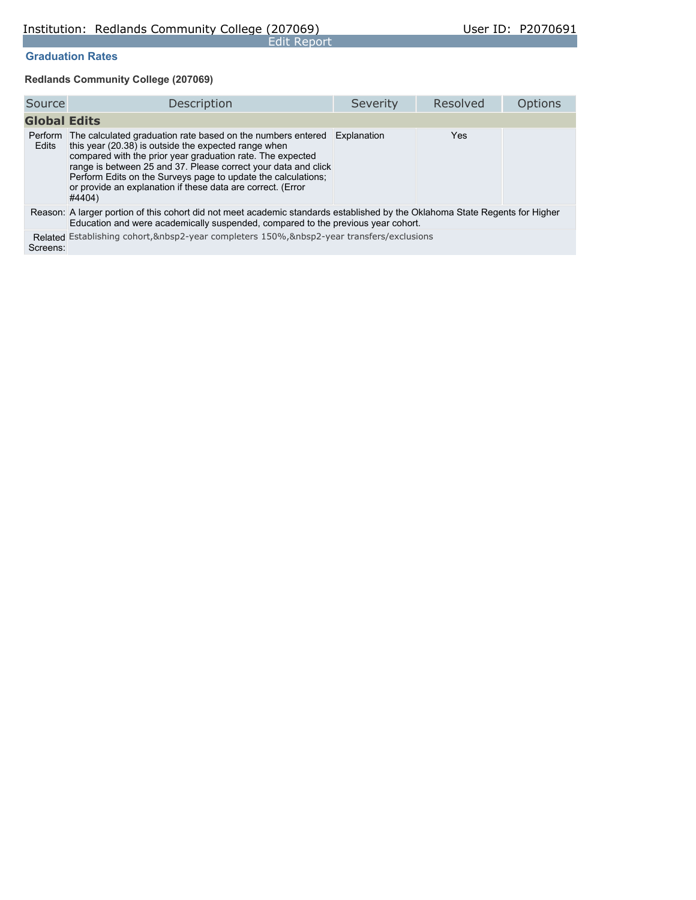Institution: Redlands Community College (207069) User ID: P2070691

Edit Report

## Graduation Rates

### Redlands Community College (207069)

| Source | Description | Severity | Resolved | Options |
|---|---|---|---|---|
| **Global Edits** | | | | |
| Perform Edits | The calculated graduation rate based on the numbers entered this year (20.38) is outside the expected range when compared with the prior year graduation rate. The expected range is between 25 and 37. Please correct your data and click Perform Edits on the Surveys page to update the calculations; or provide an explanation if these data are correct. (Error #4404) | Explanation | Yes | |
| Reason: | A larger portion of this cohort did not meet academic standards established by the Oklahoma State Regents for Higher Education and were academically suspended, compared to the previous year cohort. | | | |
| Related Screens: | Establishing cohort,&nbsp2-year completers 150%,&nbsp2-year transfers/exclusions | | | |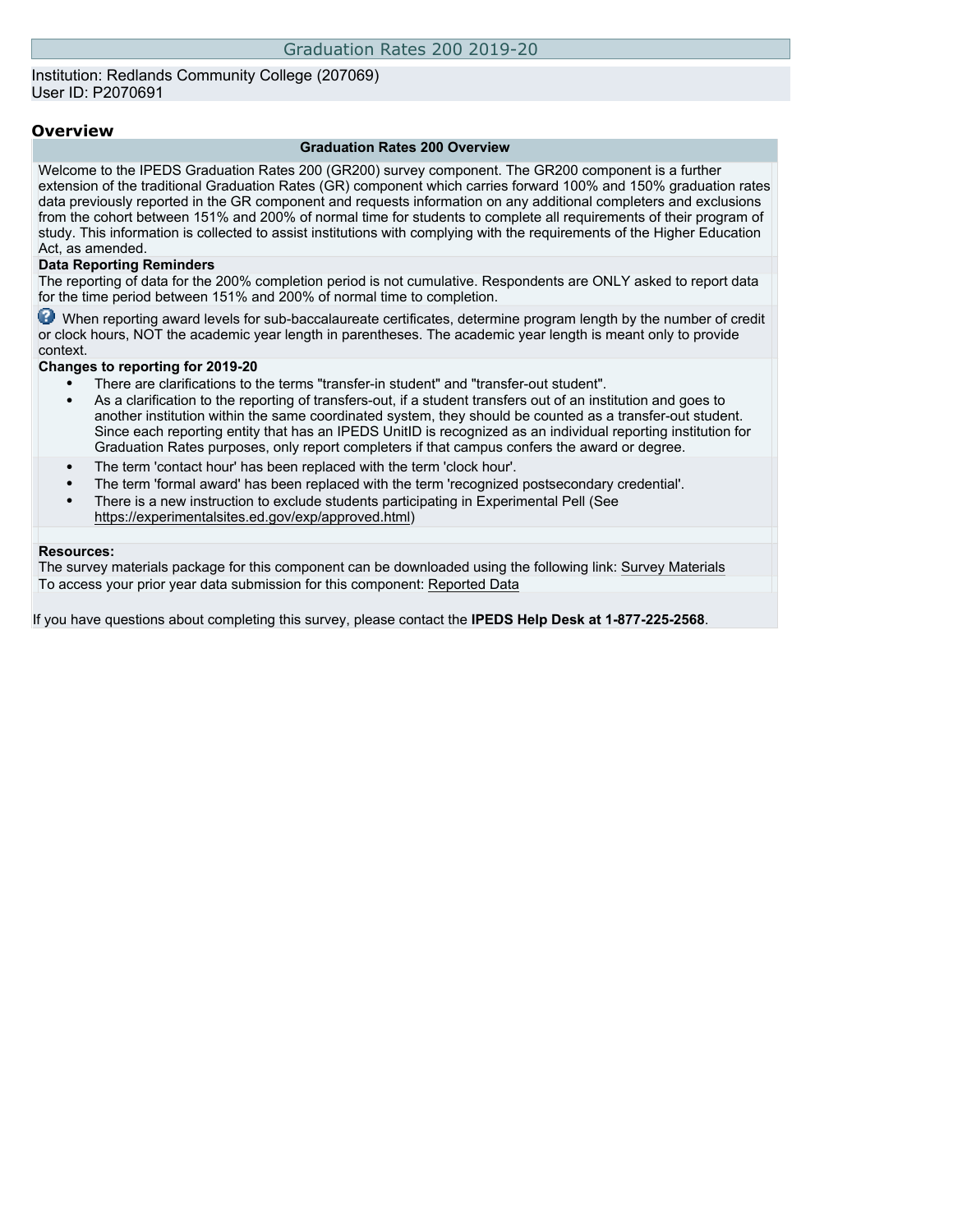# Graduation Rates 200 2019-20

Institution: Redlands Community College (207069)
User ID: P2070691

## Overview

| Graduation Rates 200 Overview |
|---|
| Welcome to the IPEDS Graduation Rates 200 (GR200) survey component. The GR200 component is a further extension of the traditional Graduation Rates (GR) component which carries forward 100% and 150% graduation rates data previously reported in the GR component and requests information on any additional completers and exclusions from the cohort between 151% and 200% of normal time for students to complete all requirements of their program of study. This information is collected to assist institutions with complying with the requirements of the Higher Education Act, as amended. |

**Data Reporting Reminders**

The reporting of data for the 200% completion period is not cumulative. Respondents are ONLY asked to report data for the time period between 151% and 200% of normal time to completion.

When reporting award levels for sub-baccalaureate certificates, determine program length by the number of credit or clock hours, NOT the academic year length in parentheses. The academic year length is meant only to provide context.

**Changes to reporting for 2019-20**

- There are clarifications to the terms "transfer-in student" and "transfer-out student".
- As a clarification to the reporting of transfers-out, if a student transfers out of an institution and goes to another institution within the same coordinated system, they should be counted as a transfer-out student. Since each reporting entity that has an IPEDS UnitID is recognized as an individual reporting institution for Graduation Rates purposes, only report completers if that campus confers the award or degree.
- The term 'contact hour' has been replaced with the term 'clock hour'.
- The term 'formal award' has been replaced with the term 'recognized postsecondary credential'.
- There is a new instruction to exclude students participating in Experimental Pell (See https://experimentalsites.ed.gov/exp/approved.html)

**Resources:**

The survey materials package for this component can be downloaded using the following link: Survey Materials

To access your prior year data submission for this component: Reported Data

If you have questions about completing this survey, please contact the **IPEDS Help Desk at 1-877-225-2568**.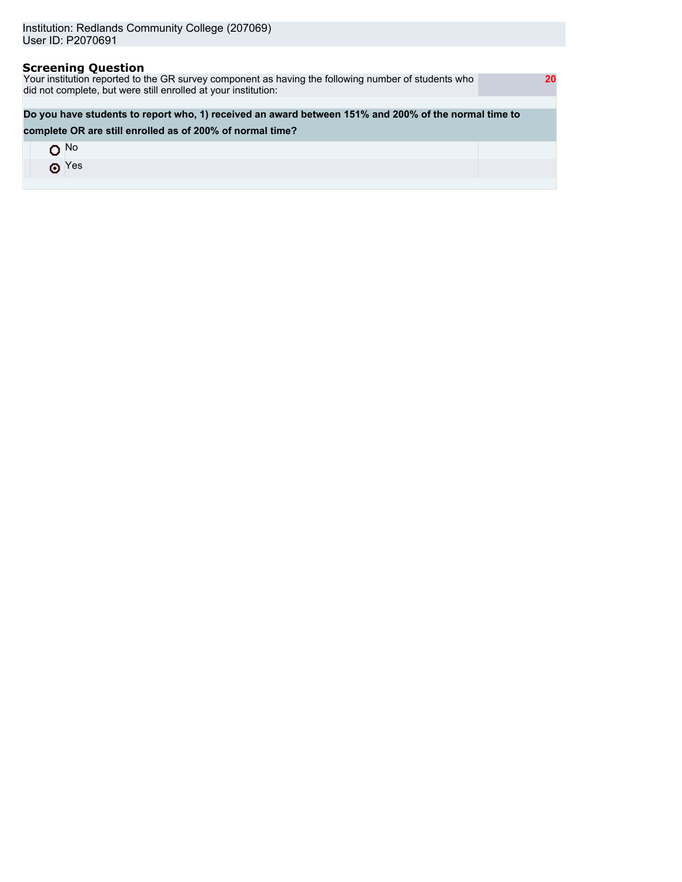Institution: Redlands Community College (207069)
User ID: P2070691

## Screening Question

| Your institution reported to the GR survey component as having the following number of students who did not complete, but were still enrolled at your institution: | 20 |
| --- | --- |

**Do you have students to report who, 1) received an award between 151% and 200% of the normal time to complete OR are still enrolled as of 200% of normal time?**

- ○ No
- ⦿ Yes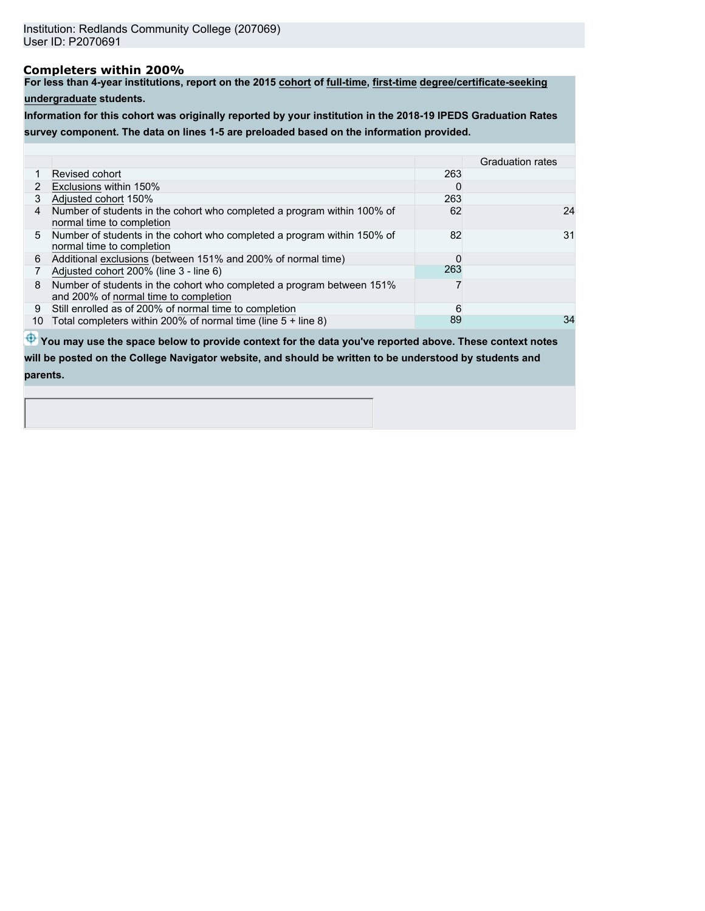Institution: Redlands Community College (207069)
User ID: P2070691

### Completers within 200%

**For less than 4-year institutions, report on the 2015 cohort of full-time, first-time degree/certificate-seeking undergraduate students.**

**Information for this cohort was originally reported by your institution in the 2018-19 IPEDS Graduation Rates survey component. The data on lines 1-5 are preloaded based on the information provided.**

| | | | Graduation rates |
|---|---|---|---|
| 1 | Revised cohort | 263 | |
| 2 | Exclusions within 150% | 0 | |
| 3 | Adjusted cohort 150% | 263 | |
| 4 | Number of students in the cohort who completed a program within 100% of normal time to completion | 62 | 24 |
| 5 | Number of students in the cohort who completed a program within 150% of normal time to completion | 82 | 31 |
| 6 | Additional exclusions (between 151% and 200% of normal time) | 0 | |
| 7 | Adjusted cohort 200% (line 3 - line 6) | 263 | |
| 8 | Number of students in the cohort who completed a program between 151% and 200% of normal time to completion | 7 | |
| 9 | Still enrolled as of 200% of normal time to completion | 6 | |
| 10 | Total completers within 200% of normal time (line 5 + line 8) | 89 | 34 |

**You may use the space below to provide context for the data you've reported above. These context notes will be posted on the College Navigator website, and should be written to be understood by students and parents.**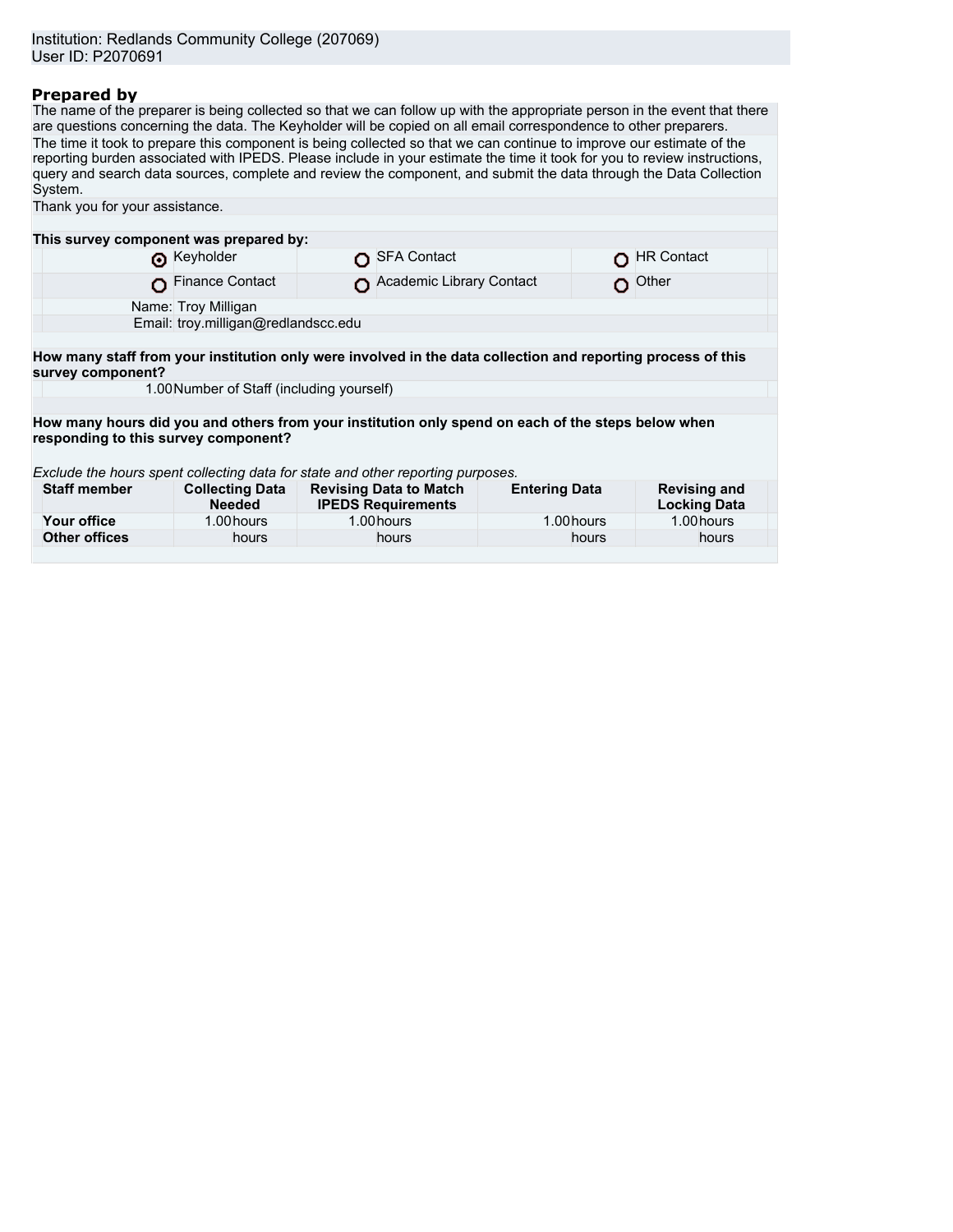Institution: Redlands Community College (207069)
User ID: P2070691

## Prepared by

The name of the preparer is being collected so that we can follow up with the appropriate person in the event that there are questions concerning the data. The Keyholder will be copied on all email correspondence to other preparers.

The time it took to prepare this component is being collected so that we can continue to improve our estimate of the reporting burden associated with IPEDS. Please include in your estimate the time it took for you to review instructions, query and search data sources, complete and review the component, and submit the data through the Data Collection System.

Thank you for your assistance.

**This survey component was prepared by:**

| | | |
|---|---|---|
| ◉ Keyholder | ○ SFA Contact | ○ HR Contact |
| ○ Finance Contact | ○ Academic Library Contact | ○ Other |

Name: Troy Milligan

Email: troy.milligan@redlandscc.edu

**How many staff from your institution only were involved in the data collection and reporting process of this survey component?**

1.00 Number of Staff (including yourself)

**How many hours did you and others from your institution only spend on each of the steps below when responding to this survey component?**

*Exclude the hours spent collecting data for state and other reporting purposes.*

| Staff member | Collecting Data Needed | Revising Data to Match IPEDS Requirements | Entering Data | Revising and Locking Data |
|---|---|---|---|---|
| **Your office** | 1.00 hours | 1.00 hours | 1.00 hours | 1.00 hours |
| **Other offices** | hours | hours | hours | hours |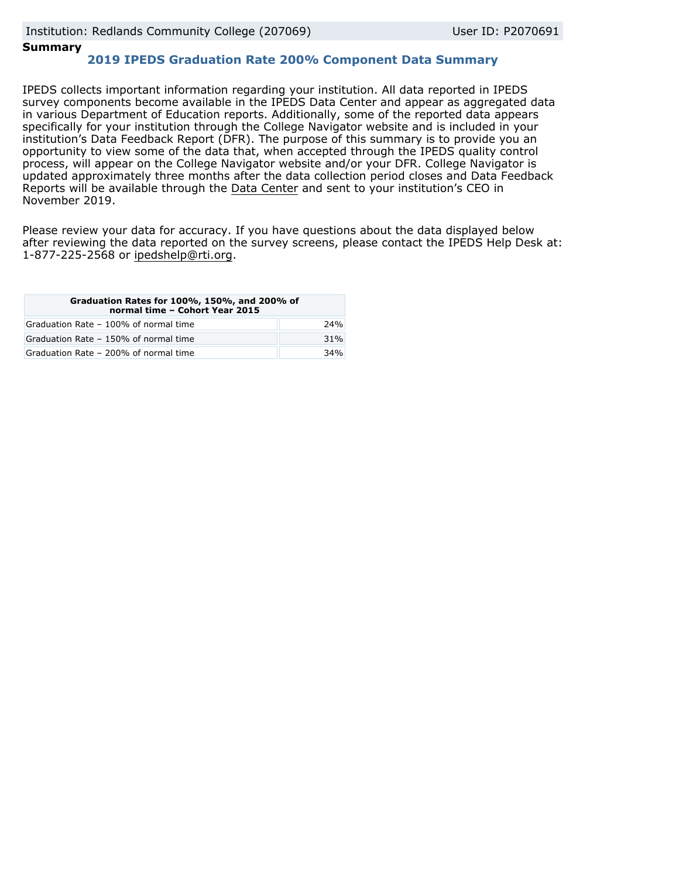Institution: Redlands Community College (207069) User ID: P2070691

**Summary**

## 2019 IPEDS Graduation Rate 200% Component Data Summary

IPEDS collects important information regarding your institution. All data reported in IPEDS survey components become available in the IPEDS Data Center and appear as aggregated data in various Department of Education reports. Additionally, some of the reported data appears specifically for your institution through the College Navigator website and is included in your institution's Data Feedback Report (DFR). The purpose of this summary is to provide you an opportunity to view some of the data that, when accepted through the IPEDS quality control process, will appear on the College Navigator website and/or your DFR. College Navigator is updated approximately three months after the data collection period closes and Data Feedback Reports will be available through the Data Center and sent to your institution's CEO in November 2019.

Please review your data for accuracy. If you have questions about the data displayed below after reviewing the data reported on the survey screens, please contact the IPEDS Help Desk at: 1-877-225-2568 or ipedshelp@rti.org.

| Graduation Rates for 100%, 150%, and 200% of normal time – Cohort Year 2015 | |
|---|---|
| Graduation Rate – 100% of normal time | 24% |
| Graduation Rate – 150% of normal time | 31% |
| Graduation Rate – 200% of normal time | 34% |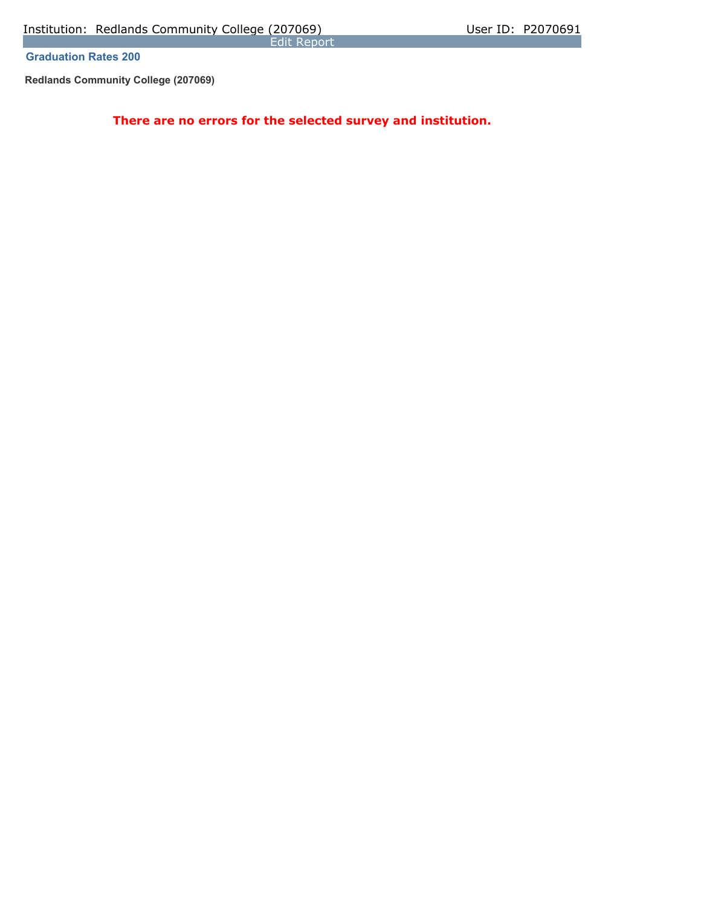Institution: Redlands Community College (207069) User ID: P2070691

Edit Report

## Graduation Rates 200

**Redlands Community College (207069)**

**There are no errors for the selected survey and institution.**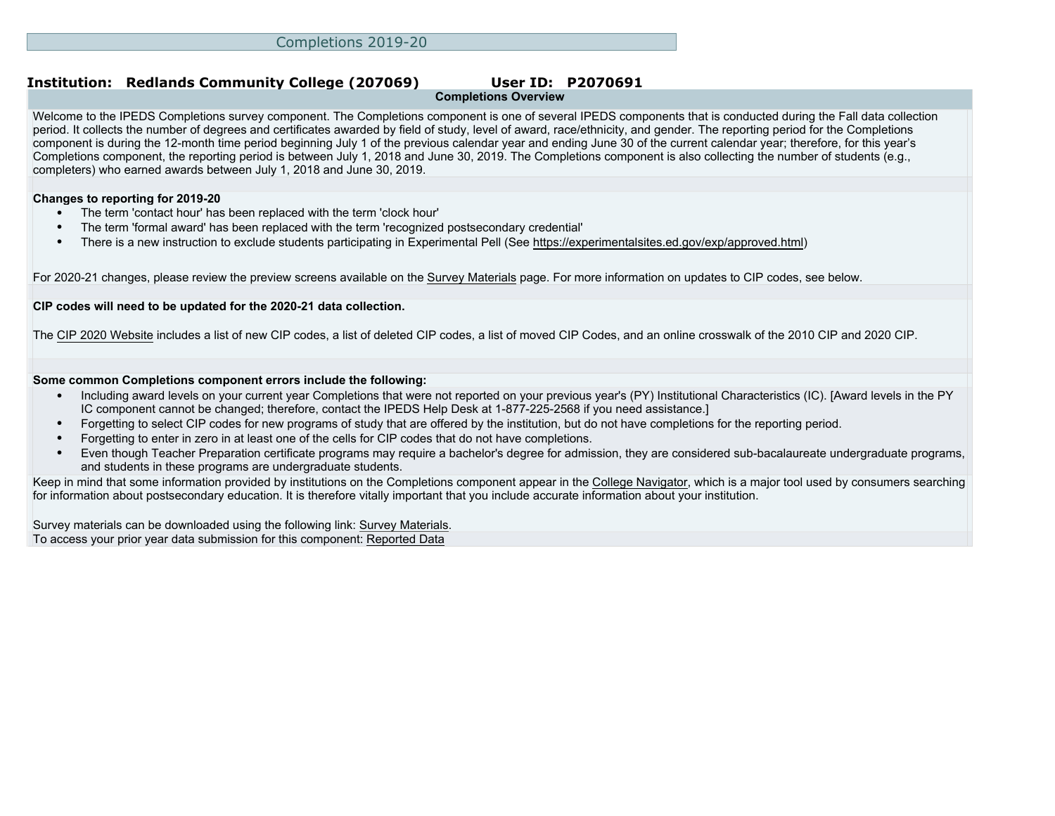# Completions 2019-20

**Institution: Redlands Community College (207069) User ID: P2070691**

## Completions Overview

Welcome to the IPEDS Completions survey component. The Completions component is one of several IPEDS components that is conducted during the Fall data collection period. It collects the number of degrees and certificates awarded by field of study, level of award, race/ethnicity, and gender. The reporting period for the Completions component is during the 12-month time period beginning July 1 of the previous calendar year and ending June 30 of the current calendar year; therefore, for this year's Completions component, the reporting period is between July 1, 2018 and June 30, 2019. The Completions component is also collecting the number of students (e.g., completers) who earned awards between July 1, 2018 and June 30, 2019.

**Changes to reporting for 2019-20**

- The term 'contact hour' has been replaced with the term 'clock hour'
- The term 'formal award' has been replaced with the term 'recognized postsecondary credential'
- There is a new instruction to exclude students participating in Experimental Pell (See https://experimentalsites.ed.gov/exp/approved.html)

For 2020-21 changes, please review the preview screens available on the Survey Materials page. For more information on updates to CIP codes, see below.

**CIP codes will need to be updated for the 2020-21 data collection.**

The CIP 2020 Website includes a list of new CIP codes, a list of deleted CIP codes, a list of moved CIP Codes, and an online crosswalk of the 2010 CIP and 2020 CIP.

**Some common Completions component errors include the following:**

- Including award levels on your current year Completions that were not reported on your previous year's (PY) Institutional Characteristics (IC). [Award levels in the PY IC component cannot be changed; therefore, contact the IPEDS Help Desk at 1-877-225-2568 if you need assistance.]
- Forgetting to select CIP codes for new programs of study that are offered by the institution, but do not have completions for the reporting period.
- Forgetting to enter in zero in at least one of the cells for CIP codes that do not have completions.
- Even though Teacher Preparation certificate programs may require a bachelor's degree for admission, they are considered sub-bacalaureate undergraduate programs, and students in these programs are undergraduate students.

Keep in mind that some information provided by institutions on the Completions component appear in the College Navigator, which is a major tool used by consumers searching for information about postsecondary education. It is therefore vitally important that you include accurate information about your institution.

Survey materials can be downloaded using the following link: Survey Materials.

To access your prior year data submission for this component: Reported Data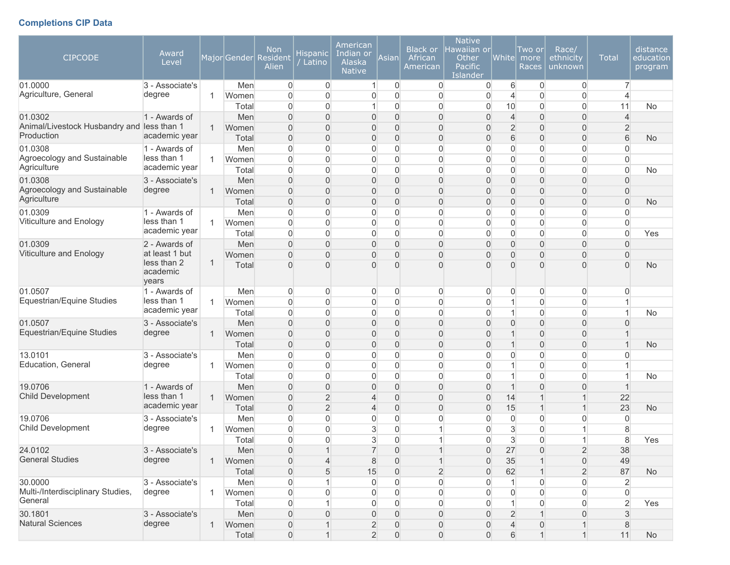### Completions CIP Data

| CIPCODE | Award Level | Major | Gender | Non Resident Alien | Hispanic / Latino | American Indian or Alaska Native | Asian | Black or African American | Native Hawaiian or Other Pacific Islander | White | Two or more Races | Race/ ethnicity unknown | Total | distance education program |
|---|---|---|---|---|---|---|---|---|---|---|---|---|---|---|
| 01.0000 Agriculture, General | 3 - Associate's degree | 1 | Men | 0 | 0 | 1 | 0 | 0 | 0 | 6 | 0 | 0 | 7 | |
| | | | Women | 0 | 0 | 0 | 0 | 0 | 0 | 4 | 0 | 0 | 4 | |
| | | | Total | 0 | 0 | 1 | 0 | 0 | 0 | 10 | 0 | 0 | 11 | No |
| 01.0302 Animal/Livestock Husbandry and Production | 1 - Awards of less than 1 academic year | 1 | Men | 0 | 0 | 0 | 0 | 0 | 0 | 4 | 0 | 0 | 4 | |
| | | | Women | 0 | 0 | 0 | 0 | 0 | 0 | 2 | 0 | 0 | 2 | |
| | | | Total | 0 | 0 | 0 | 0 | 0 | 0 | 6 | 0 | 0 | 6 | No |
| 01.0308 Agroecology and Sustainable Agriculture | 1 - Awards of less than 1 academic year | 1 | Men | 0 | 0 | 0 | 0 | 0 | 0 | 0 | 0 | 0 | 0 | |
| | | | Women | 0 | 0 | 0 | 0 | 0 | 0 | 0 | 0 | 0 | 0 | |
| | | | Total | 0 | 0 | 0 | 0 | 0 | 0 | 0 | 0 | 0 | 0 | No |
| 01.0308 Agroecology and Sustainable Agriculture | 3 - Associate's degree | 1 | Men | 0 | 0 | 0 | 0 | 0 | 0 | 0 | 0 | 0 | 0 | |
| | | | Women | 0 | 0 | 0 | 0 | 0 | 0 | 0 | 0 | 0 | 0 | |
| | | | Total | 0 | 0 | 0 | 0 | 0 | 0 | 0 | 0 | 0 | 0 | No |
| 01.0309 Viticulture and Enology | 1 - Awards of less than 1 academic year | 1 | Men | 0 | 0 | 0 | 0 | 0 | 0 | 0 | 0 | 0 | 0 | |
| | | | Women | 0 | 0 | 0 | 0 | 0 | 0 | 0 | 0 | 0 | 0 | |
| | | | Total | 0 | 0 | 0 | 0 | 0 | 0 | 0 | 0 | 0 | 0 | Yes |
| 01.0309 Viticulture and Enology | 2 - Awards of at least 1 but less than 2 academic years | 1 | Men | 0 | 0 | 0 | 0 | 0 | 0 | 0 | 0 | 0 | 0 | |
| | | | Women | 0 | 0 | 0 | 0 | 0 | 0 | 0 | 0 | 0 | 0 | |
| | | | Total | 0 | 0 | 0 | 0 | 0 | 0 | 0 | 0 | 0 | 0 | No |
| 01.0507 Equestrian/Equine Studies | 1 - Awards of less than 1 academic year | 1 | Men | 0 | 0 | 0 | 0 | 0 | 0 | 0 | 0 | 0 | 0 | |
| | | | Women | 0 | 0 | 0 | 0 | 0 | 0 | 1 | 0 | 0 | 1 | |
| | | | Total | 0 | 0 | 0 | 0 | 0 | 0 | 1 | 0 | 0 | 1 | No |
| 01.0507 Equestrian/Equine Studies | 3 - Associate's degree | 1 | Men | 0 | 0 | 0 | 0 | 0 | 0 | 0 | 0 | 0 | 0 | |
| | | | Women | 0 | 0 | 0 | 0 | 0 | 0 | 1 | 0 | 0 | 1 | |
| | | | Total | 0 | 0 | 0 | 0 | 0 | 0 | 1 | 0 | 0 | 1 | No |
| 13.0101 Education, General | 3 - Associate's degree | 1 | Men | 0 | 0 | 0 | 0 | 0 | 0 | 0 | 0 | 0 | 0 | |
| | | | Women | 0 | 0 | 0 | 0 | 0 | 0 | 1 | 0 | 0 | 1 | |
| | | | Total | 0 | 0 | 0 | 0 | 0 | 0 | 1 | 0 | 0 | 1 | No |
| 19.0706 Child Development | 1 - Awards of less than 1 academic year | 1 | Men | 0 | 0 | 0 | 0 | 0 | 0 | 1 | 0 | 0 | 1 | |
| | | | Women | 0 | 2 | 4 | 0 | 0 | 0 | 14 | 1 | 1 | 22 | |
| | | | Total | 0 | 2 | 4 | 0 | 0 | 0 | 15 | 1 | 1 | 23 | No |
| 19.0706 Child Development | 3 - Associate's degree | 1 | Men | 0 | 0 | 0 | 0 | 0 | 0 | 0 | 0 | 0 | 0 | |
| | | | Women | 0 | 0 | 3 | 0 | 1 | 0 | 3 | 0 | 1 | 8 | |
| | | | Total | 0 | 0 | 3 | 0 | 1 | 0 | 3 | 0 | 1 | 8 | Yes |
| 24.0102 General Studies | 3 - Associate's degree | 1 | Men | 0 | 1 | 7 | 0 | 1 | 0 | 27 | 0 | 2 | 38 | |
| | | | Women | 0 | 4 | 8 | 0 | 1 | 0 | 35 | 1 | 0 | 49 | |
| | | | Total | 0 | 5 | 15 | 0 | 2 | 0 | 62 | 1 | 2 | 87 | No |
| 30.0000 Multi-/Interdisciplinary Studies, General | 3 - Associate's degree | 1 | Men | 0 | 1 | 0 | 0 | 0 | 0 | 1 | 0 | 0 | 2 | |
| | | | Women | 0 | 0 | 0 | 0 | 0 | 0 | 0 | 0 | 0 | 0 | |
| | | | Total | 0 | 1 | 0 | 0 | 0 | 0 | 1 | 0 | 0 | 2 | Yes |
| 30.1801 Natural Sciences | 3 - Associate's degree | 1 | Men | 0 | 0 | 0 | 0 | 0 | 0 | 2 | 1 | 0 | 3 | |
| | | | Women | 0 | 1 | 2 | 0 | 0 | 0 | 4 | 0 | 1 | 8 | |
| | | | Total | 0 | 1 | 2 | 0 | 0 | 0 | 6 | 1 | 1 | 11 | No |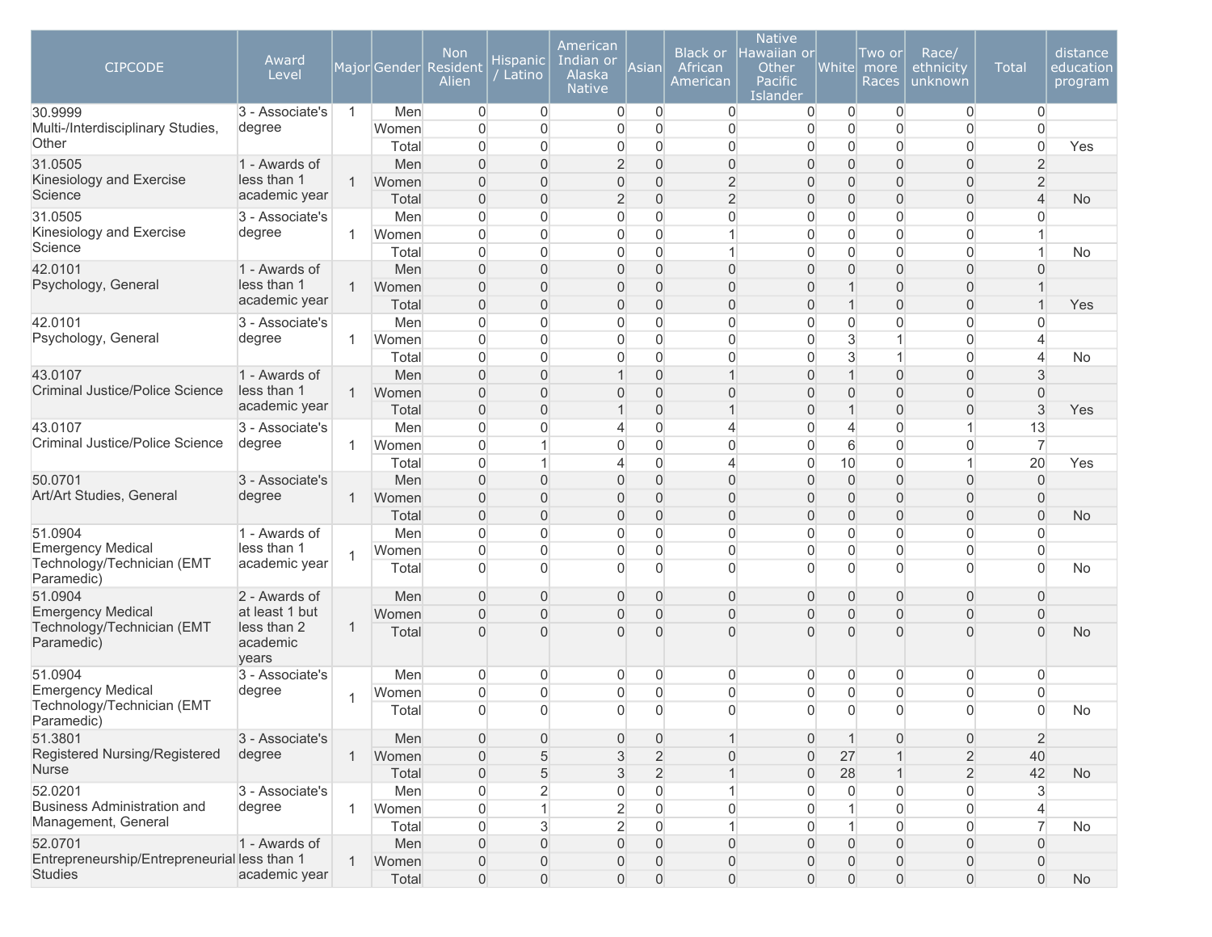| CIPCODE | Award Level | Major | Gender | Non Resident Alien | Hispanic / Latino | American Indian or Alaska Native | Asian | Black or African American | Native Hawaiian or Other Pacific Islander | White | Two or more Races | Race/ ethnicity unknown | Total | distance education program |
|---|---|---|---|---|---|---|---|---|---|---|---|---|---|---|
| 30.9999 Multi-/Interdisciplinary Studies, Other | 3 - Associate's degree | 1 | Men | 0 | 0 | 0 | 0 | 0 | 0 | 0 | 0 | 0 | 0 | |
| | | | Women | 0 | 0 | 0 | 0 | 0 | 0 | 0 | 0 | 0 | 0 | |
| | | | Total | 0 | 0 | 0 | 0 | 0 | 0 | 0 | 0 | 0 | 0 | Yes |
| 31.0505 Kinesiology and Exercise Science | 1 - Awards of less than 1 academic year | 1 | Men | 0 | 0 | 2 | 0 | 0 | 0 | 0 | 0 | 0 | 2 | |
| | | | Women | 0 | 0 | 0 | 0 | 2 | 0 | 0 | 0 | 0 | 2 | |
| | | | Total | 0 | 0 | 2 | 0 | 2 | 0 | 0 | 0 | 0 | 4 | No |
| 31.0505 Kinesiology and Exercise Science | 3 - Associate's degree | 1 | Men | 0 | 0 | 0 | 0 | 0 | 0 | 0 | 0 | 0 | 0 | |
| | | | Women | 0 | 0 | 0 | 0 | 1 | 0 | 0 | 0 | 0 | 1 | |
| | | | Total | 0 | 0 | 0 | 0 | 1 | 0 | 0 | 0 | 0 | 1 | No |
| 42.0101 Psychology, General | 1 - Awards of less than 1 academic year | 1 | Men | 0 | 0 | 0 | 0 | 0 | 0 | 0 | 0 | 0 | 0 | |
| | | | Women | 0 | 0 | 0 | 0 | 0 | 0 | 1 | 0 | 0 | 1 | |
| | | | Total | 0 | 0 | 0 | 0 | 0 | 0 | 1 | 0 | 0 | 1 | Yes |
| 42.0101 Psychology, General | 3 - Associate's degree | 1 | Men | 0 | 0 | 0 | 0 | 0 | 0 | 0 | 0 | 0 | 0 | |
| | | | Women | 0 | 0 | 0 | 0 | 0 | 0 | 3 | 1 | 0 | 4 | |
| | | | Total | 0 | 0 | 0 | 0 | 0 | 0 | 3 | 1 | 0 | 4 | No |
| 43.0107 Criminal Justice/Police Science | 1 - Awards of less than 1 academic year | 1 | Men | 0 | 0 | 1 | 0 | 1 | 0 | 1 | 0 | 0 | 3 | |
| | | | Women | 0 | 0 | 0 | 0 | 0 | 0 | 0 | 0 | 0 | 0 | |
| | | | Total | 0 | 0 | 1 | 0 | 1 | 0 | 1 | 0 | 0 | 3 | Yes |
| 43.0107 Criminal Justice/Police Science | 3 - Associate's degree | 1 | Men | 0 | 0 | 4 | 0 | 4 | 0 | 4 | 0 | 1 | 13 | |
| | | | Women | 0 | 1 | 0 | 0 | 0 | 0 | 6 | 0 | 0 | 7 | |
| | | | Total | 0 | 1 | 4 | 0 | 4 | 0 | 10 | 0 | 1 | 20 | Yes |
| 50.0701 Art/Art Studies, General | 3 - Associate's degree | 1 | Men | 0 | 0 | 0 | 0 | 0 | 0 | 0 | 0 | 0 | 0 | |
| | | | Women | 0 | 0 | 0 | 0 | 0 | 0 | 0 | 0 | 0 | 0 | |
| | | | Total | 0 | 0 | 0 | 0 | 0 | 0 | 0 | 0 | 0 | 0 | No |
| 51.0904 Emergency Medical Technology/Technician (EMT Paramedic) | 1 - Awards of less than 1 academic year | 1 | Men | 0 | 0 | 0 | 0 | 0 | 0 | 0 | 0 | 0 | 0 | |
| | | | Women | 0 | 0 | 0 | 0 | 0 | 0 | 0 | 0 | 0 | 0 | |
| | | | Total | 0 | 0 | 0 | 0 | 0 | 0 | 0 | 0 | 0 | 0 | No |
| 51.0904 Emergency Medical Technology/Technician (EMT Paramedic) | 2 - Awards of at least 1 but less than 2 academic years | 1 | Men | 0 | 0 | 0 | 0 | 0 | 0 | 0 | 0 | 0 | 0 | |
| | | | Women | 0 | 0 | 0 | 0 | 0 | 0 | 0 | 0 | 0 | 0 | |
| | | | Total | 0 | 0 | 0 | 0 | 0 | 0 | 0 | 0 | 0 | 0 | No |
| 51.0904 Emergency Medical Technology/Technician (EMT Paramedic) | 3 - Associate's degree | 1 | Men | 0 | 0 | 0 | 0 | 0 | 0 | 0 | 0 | 0 | 0 | |
| | | | Women | 0 | 0 | 0 | 0 | 0 | 0 | 0 | 0 | 0 | 0 | |
| | | | Total | 0 | 0 | 0 | 0 | 0 | 0 | 0 | 0 | 0 | 0 | No |
| 51.3801 Registered Nursing/Registered Nurse | 3 - Associate's degree | 1 | Men | 0 | 0 | 0 | 0 | 1 | 0 | 1 | 0 | 0 | 2 | |
| | | | Women | 0 | 5 | 3 | 2 | 0 | 0 | 27 | 1 | 2 | 40 | |
| | | | Total | 0 | 5 | 3 | 2 | 1 | 0 | 28 | 1 | 2 | 42 | No |
| 52.0201 Business Administration and Management, General | 3 - Associate's degree | 1 | Men | 0 | 2 | 0 | 0 | 1 | 0 | 0 | 0 | 0 | 3 | |
| | | | Women | 0 | 1 | 2 | 0 | 0 | 0 | 1 | 0 | 0 | 4 | |
| | | | Total | 0 | 3 | 2 | 0 | 1 | 0 | 1 | 0 | 0 | 7 | No |
| 52.0701 Entrepreneurship/Entrepreneurial Studies | 1 - Awards of less than 1 academic year | 1 | Men | 0 | 0 | 0 | 0 | 0 | 0 | 0 | 0 | 0 | 0 | |
| | | | Women | 0 | 0 | 0 | 0 | 0 | 0 | 0 | 0 | 0 | 0 | |
| | | | Total | 0 | 0 | 0 | 0 | 0 | 0 | 0 | 0 | 0 | 0 | No |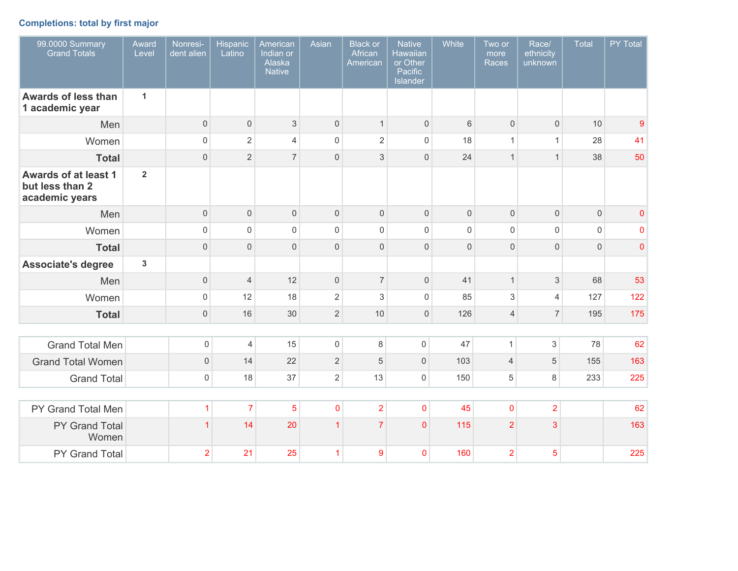### Completions: total by first major

| 99.0000 Summary Grand Totals | Award Level | Nonresident alien | Hispanic Latino | American Indian or Alaska Native | Asian | Black or African American | Native Hawaiian or Other Pacific Islander | White | Two or more Races | Race/ ethnicity unknown | Total | PY Total |
|---|---|---|---|---|---|---|---|---|---|---|---|---|
| **Awards of less than 1 academic year** | **1** | | | | | | | | | | | |
| Men | | 0 | 0 | 3 | 0 | 1 | 0 | 6 | 0 | 0 | 10 | 9 |
| Women | | 0 | 2 | 4 | 0 | 2 | 0 | 18 | 1 | 1 | 28 | 41 |
| **Total** | | 0 | 2 | 7 | 0 | 3 | 0 | 24 | 1 | 1 | 38 | 50 |
| **Awards of at least 1 but less than 2 academic years** | **2** | | | | | | | | | | | |
| Men | | 0 | 0 | 0 | 0 | 0 | 0 | 0 | 0 | 0 | 0 | 0 |
| Women | | 0 | 0 | 0 | 0 | 0 | 0 | 0 | 0 | 0 | 0 | 0 |
| **Total** | | 0 | 0 | 0 | 0 | 0 | 0 | 0 | 0 | 0 | 0 | 0 |
| **Associate's degree** | **3** | | | | | | | | | | | |
| Men | | 0 | 4 | 12 | 0 | 7 | 0 | 41 | 1 | 3 | 68 | 53 |
| Women | | 0 | 12 | 18 | 2 | 3 | 0 | 85 | 3 | 4 | 127 | 122 |
| **Total** | | 0 | 16 | 30 | 2 | 10 | 0 | 126 | 4 | 7 | 195 | 175 |

| | | | | | | | | | | | | |
|---|---|---|---|---|---|---|---|---|---|---|---|---|
| Grand Total Men | | 0 | 4 | 15 | 0 | 8 | 0 | 47 | 1 | 3 | 78 | 62 |
| Grand Total Women | | 0 | 14 | 22 | 2 | 5 | 0 | 103 | 4 | 5 | 155 | 163 |
| Grand Total | | 0 | 18 | 37 | 2 | 13 | 0 | 150 | 5 | 8 | 233 | 225 |

| | | | | | | | | | | | | |
|---|---|---|---|---|---|---|---|---|---|---|---|---|
| PY Grand Total Men | | 1 | 7 | 5 | 0 | 2 | 0 | 45 | 0 | 2 | | 62 |
| PY Grand Total Women | | 1 | 14 | 20 | 1 | 7 | 0 | 115 | 2 | 3 | | 163 |
| PY Grand Total | | 2 | 21 | 25 | 1 | 9 | 0 | 160 | 2 | 5 | | 225 |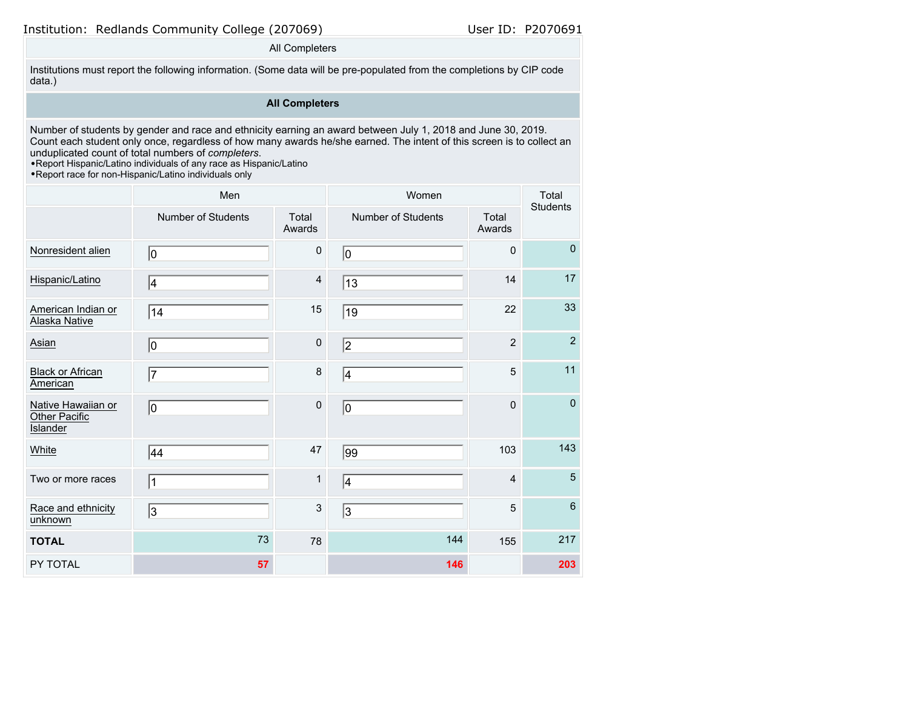Institution: Redlands Community College (207069) User ID: P2070691

All Completers

Institutions must report the following information. (Some data will be pre-populated from the completions by CIP code data.)

**All Completers**

Number of students by gender and race and ethnicity earning an award between July 1, 2018 and June 30, 2019. Count each student only once, regardless of how many awards he/she earned. The intent of this screen is to collect an unduplicated count of total numbers of *completers*.
•Report Hispanic/Latino individuals of any race as Hispanic/Latino
•Report race for non-Hispanic/Latino individuals only

| | Men | | Women | | Total Students |
|---|---|---|---|---|---|
| | Number of Students | Total Awards | Number of Students | Total Awards | |
| Nonresident alien | 0 | 0 | 0 | 0 | 0 |
| Hispanic/Latino | 4 | 4 | 13 | 14 | 17 |
| American Indian or Alaska Native | 14 | 15 | 19 | 22 | 33 |
| Asian | 0 | 0 | 2 | 2 | 2 |
| Black or African American | 7 | 8 | 4 | 5 | 11 |
| Native Hawaiian or Other Pacific Islander | 0 | 0 | 0 | 0 | 0 |
| White | 44 | 47 | 99 | 103 | 143 |
| Two or more races | 1 | 1 | 4 | 4 | 5 |
| Race and ethnicity unknown | 3 | 3 | 3 | 5 | 6 |
| **TOTAL** | 73 | 78 | 144 | 155 | 217 |
| PY TOTAL | 57 | | 146 | | 203 |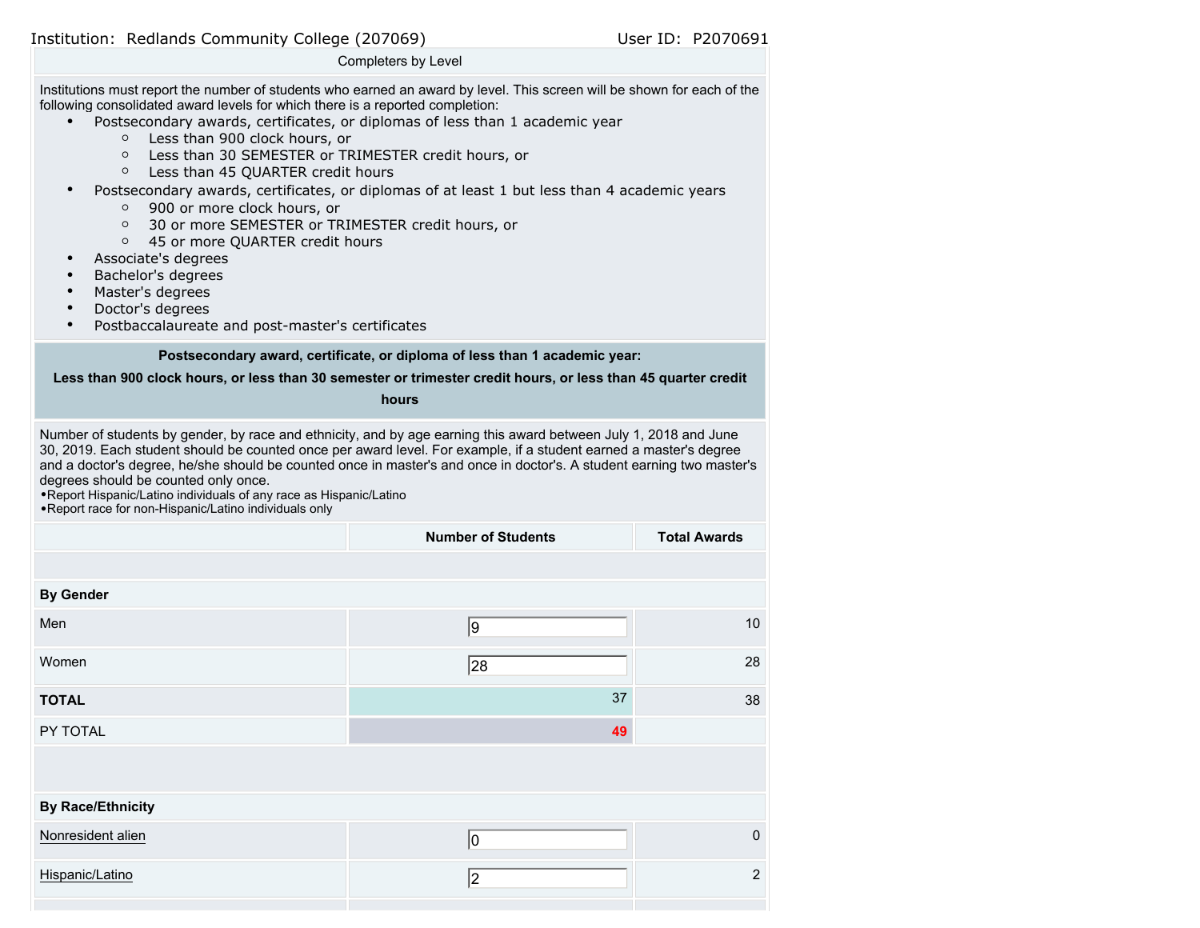Institution: Redlands Community College (207069) User ID: P2070691

## Completers by Level

Institutions must report the number of students who earned an award by level. This screen will be shown for each of the following consolidated award levels for which there is a reported completion:

- Postsecondary awards, certificates, or diplomas of less than 1 academic year
  - Less than 900 clock hours, or
  - Less than 30 SEMESTER or TRIMESTER credit hours, or
  - Less than 45 QUARTER credit hours
- Postsecondary awards, certificates, or diplomas of at least 1 but less than 4 academic years
  - 900 or more clock hours, or
  - 30 or more SEMESTER or TRIMESTER credit hours, or
  - 45 or more QUARTER credit hours
- Associate's degrees
- Bachelor's degrees
- Master's degrees
- Doctor's degrees
- Postbaccalaureate and post-master's certificates

**Postsecondary award, certificate, or diploma of less than 1 academic year:**

**Less than 900 clock hours, or less than 30 semester or trimester credit hours, or less than 45 quarter credit hours**

Number of students by gender, by race and ethnicity, and by age earning this award between July 1, 2018 and June 30, 2019. Each student should be counted once per award level. For example, if a student earned a master's degree and a doctor's degree, he/she should be counted once in master's and once in doctor's. A student earning two master's degrees should be counted only once.
- Report Hispanic/Latino individuals of any race as Hispanic/Latino
- Report race for non-Hispanic/Latino individuals only

| | Number of Students | Total Awards |
|---|---|---|
| **By Gender** | | |
| Men | 9 | 10 |
| Women | 28 | 28 |
| **TOTAL** | 37 | 38 |
| PY TOTAL | 49 | |
| **By Race/Ethnicity** | | |
| Nonresident alien | 0 | 0 |
| Hispanic/Latino | 2 | 2 |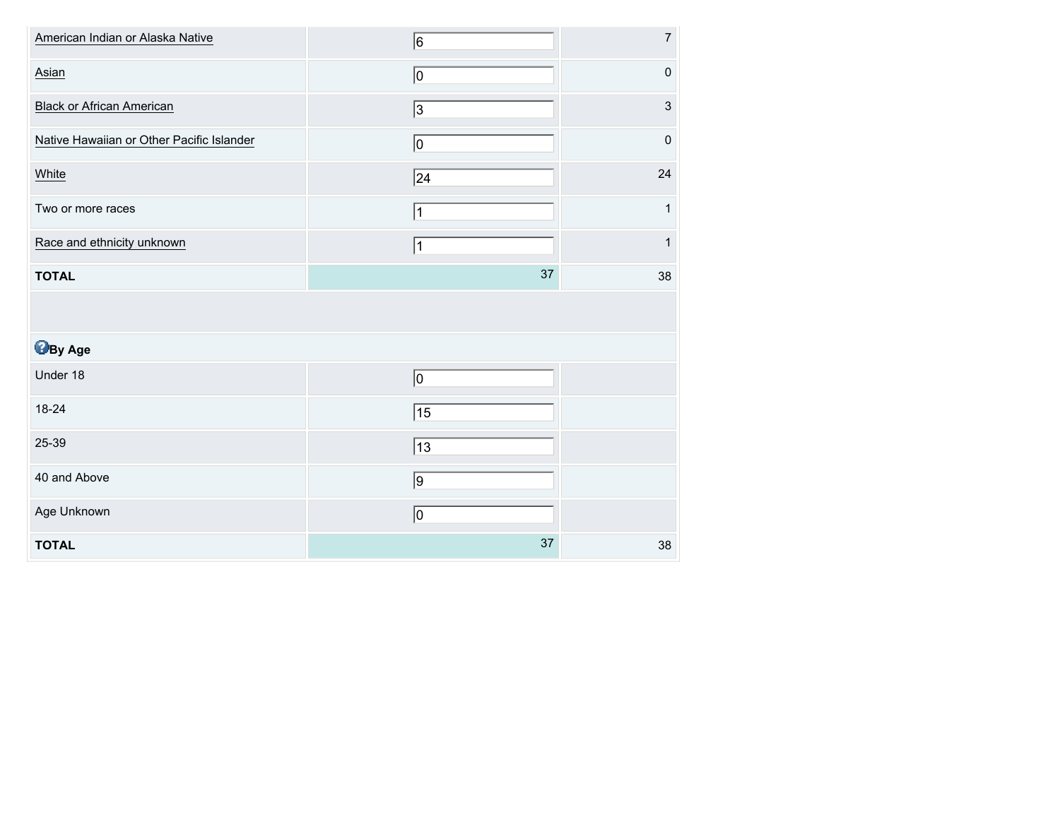| | | |
|---|---|---|
| American Indian or Alaska Native | 6 | 7 |
| Asian | 0 | 0 |
| Black or African American | 3 | 3 |
| Native Hawaiian or Other Pacific Islander | 0 | 0 |
| White | 24 | 24 |
| Two or more races | 1 | 1 |
| Race and ethnicity unknown | 1 | 1 |
| **TOTAL** | 37 | 38 |
| | | |
| **By Age** | | |
| Under 18 | 0 | |
| 18-24 | 15 | |
| 25-39 | 13 | |
| 40 and Above | 9 | |
| Age Unknown | 0 | |
| **TOTAL** | 37 | 38 |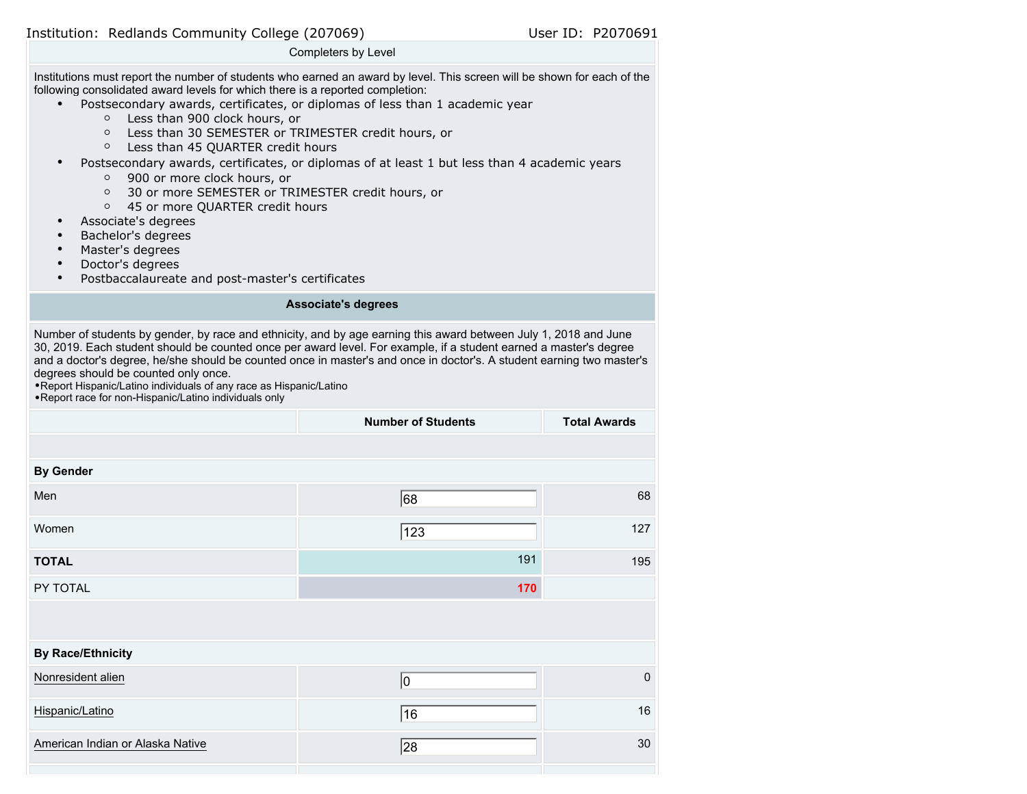Institution: Redlands Community College (207069) User ID: P2070691

Completers by Level

Institutions must report the number of students who earned an award by level. This screen will be shown for each of the following consolidated award levels for which there is a reported completion:

- Postsecondary awards, certificates, or diplomas of less than 1 academic year
  - Less than 900 clock hours, or
  - Less than 30 SEMESTER or TRIMESTER credit hours, or
  - Less than 45 QUARTER credit hours
- Postsecondary awards, certificates, or diplomas of at least 1 but less than 4 academic years
  - 900 or more clock hours, or
  - 30 or more SEMESTER or TRIMESTER credit hours, or
  - 45 or more QUARTER credit hours
- Associate's degrees
- Bachelor's degrees
- Master's degrees
- Doctor's degrees
- Postbaccalaureate and post-master's certificates

**Associate's degrees**

Number of students by gender, by race and ethnicity, and by age earning this award between July 1, 2018 and June 30, 2019. Each student should be counted once per award level. For example, if a student earned a master's degree and a doctor's degree, he/she should be counted once in master's and once in doctor's. A student earning two master's degrees should be counted only once.
•Report Hispanic/Latino individuals of any race as Hispanic/Latino
•Report race for non-Hispanic/Latino individuals only

| | Number of Students | Total Awards |
|---|---|---|
| **By Gender** | | |
| Men | 68 | 68 |
| Women | 123 | 127 |
| **TOTAL** | 191 | 195 |
| PY TOTAL | 170 | |
| **By Race/Ethnicity** | | |
| Nonresident alien | 0 | 0 |
| Hispanic/Latino | 16 | 16 |
| American Indian or Alaska Native | 28 | 30 |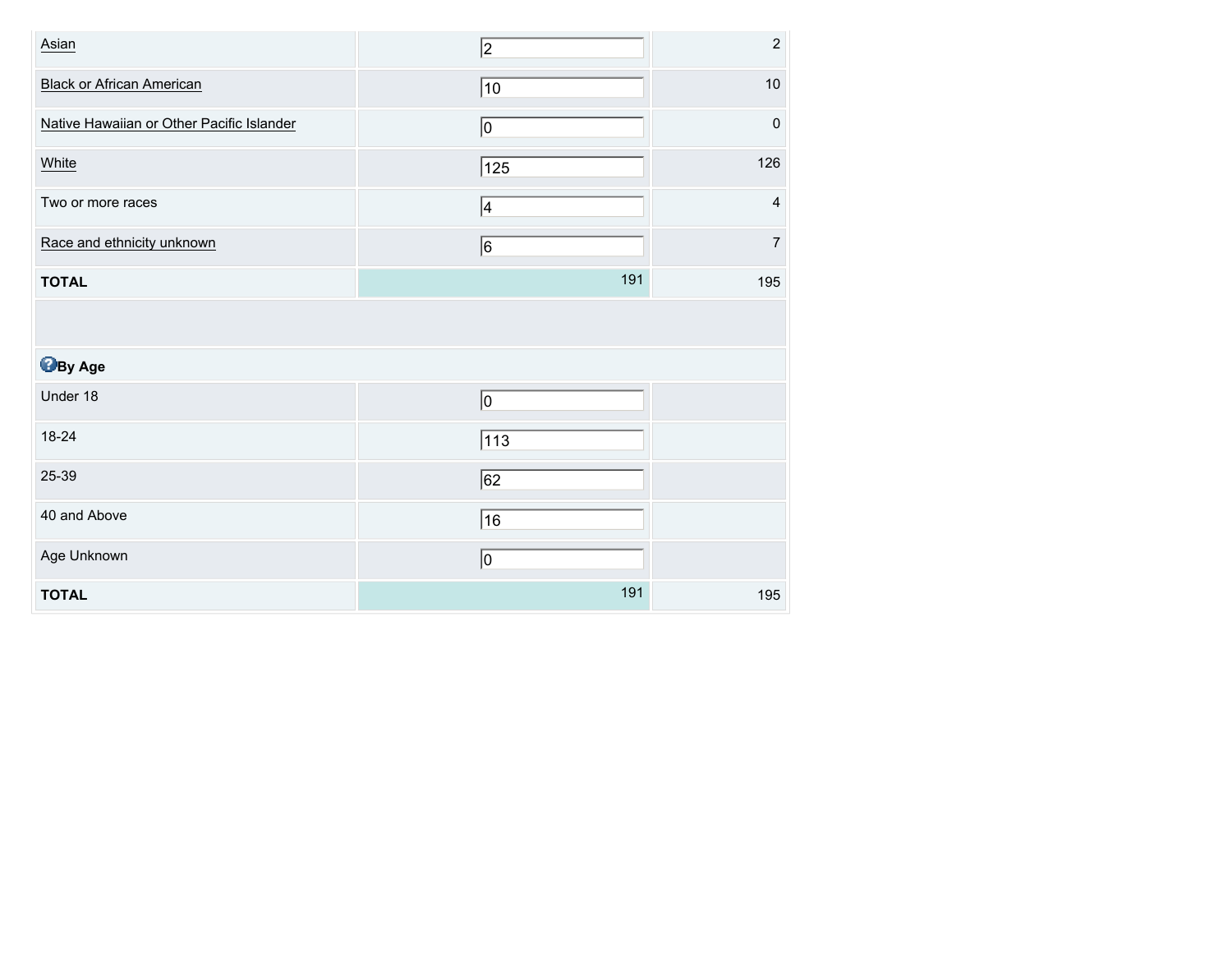|  |  |  |
| --- | --- | --- |
| Asian | 2 | 2 |
| Black or African American | 10 | 10 |
| Native Hawaiian or Other Pacific Islander | 0 | 0 |
| White | 125 | 126 |
| Two or more races | 4 | 4 |
| Race and ethnicity unknown | 6 | 7 |
| **TOTAL** | 191 | 195 |
|  |  |  |
| **By Age** |  |  |
| Under 18 | 0 |  |
| 18-24 | 113 |  |
| 25-39 | 62 |  |
| 40 and Above | 16 |  |
| Age Unknown | 0 |  |
| **TOTAL** | 191 | 195 |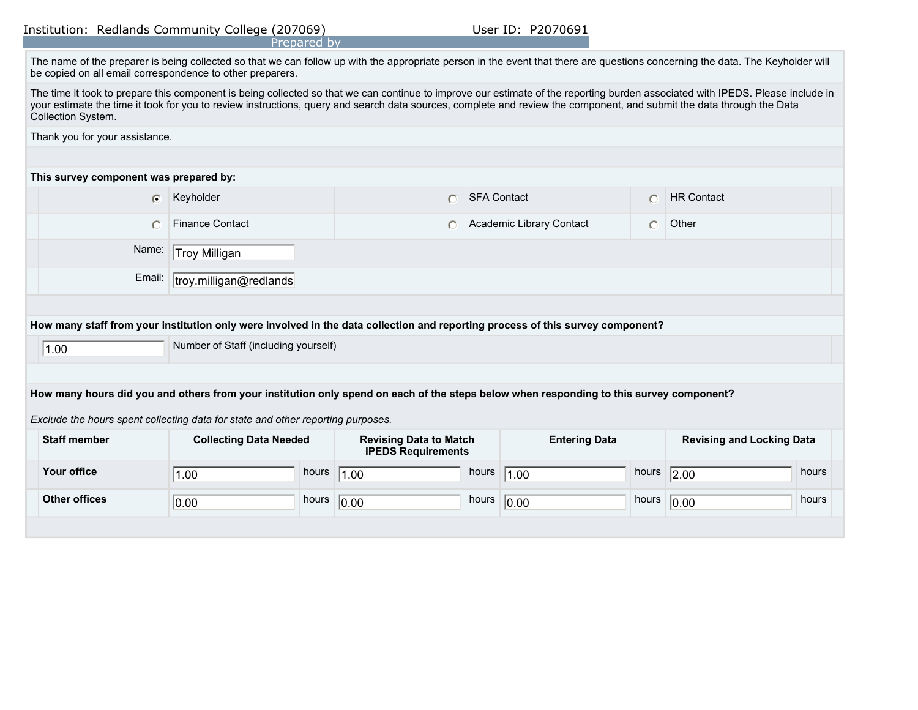Institution: Redlands Community College (207069) User ID: P2070691

## Prepared by

The name of the preparer is being collected so that we can follow up with the appropriate person in the event that there are questions concerning the data. The Keyholder will be copied on all email correspondence to other preparers.

The time it took to prepare this component is being collected so that we can continue to improve our estimate of the reporting burden associated with IPEDS. Please include in your estimate the time it took for you to review instructions, query and search data sources, complete and review the component, and submit the data through the Data Collection System.

Thank you for your assistance.

**This survey component was prepared by:**

| | | |
|---|---|---|
| (•) Keyholder | ( ) SFA Contact | ( ) HR Contact |
| ( ) Finance Contact | ( ) Academic Library Contact | ( ) Other |

Name: Troy Milligan

Email: troy.milligan@redlands

**How many staff from your institution only were involved in the data collection and reporting process of this survey component?**

1.00 Number of Staff (including yourself)

**How many hours did you and others from your institution only spend on each of the steps below when responding to this survey component?**

*Exclude the hours spent collecting data for state and other reporting purposes.*

| Staff member | Collecting Data Needed | Revising Data to Match IPEDS Requirements | Entering Data | Revising and Locking Data |
|---|---|---|---|---|
| Your office | 1.00 hours | 1.00 hours | 1.00 hours | 2.00 hours |
| Other offices | 0.00 hours | 0.00 hours | 0.00 hours | 0.00 hours |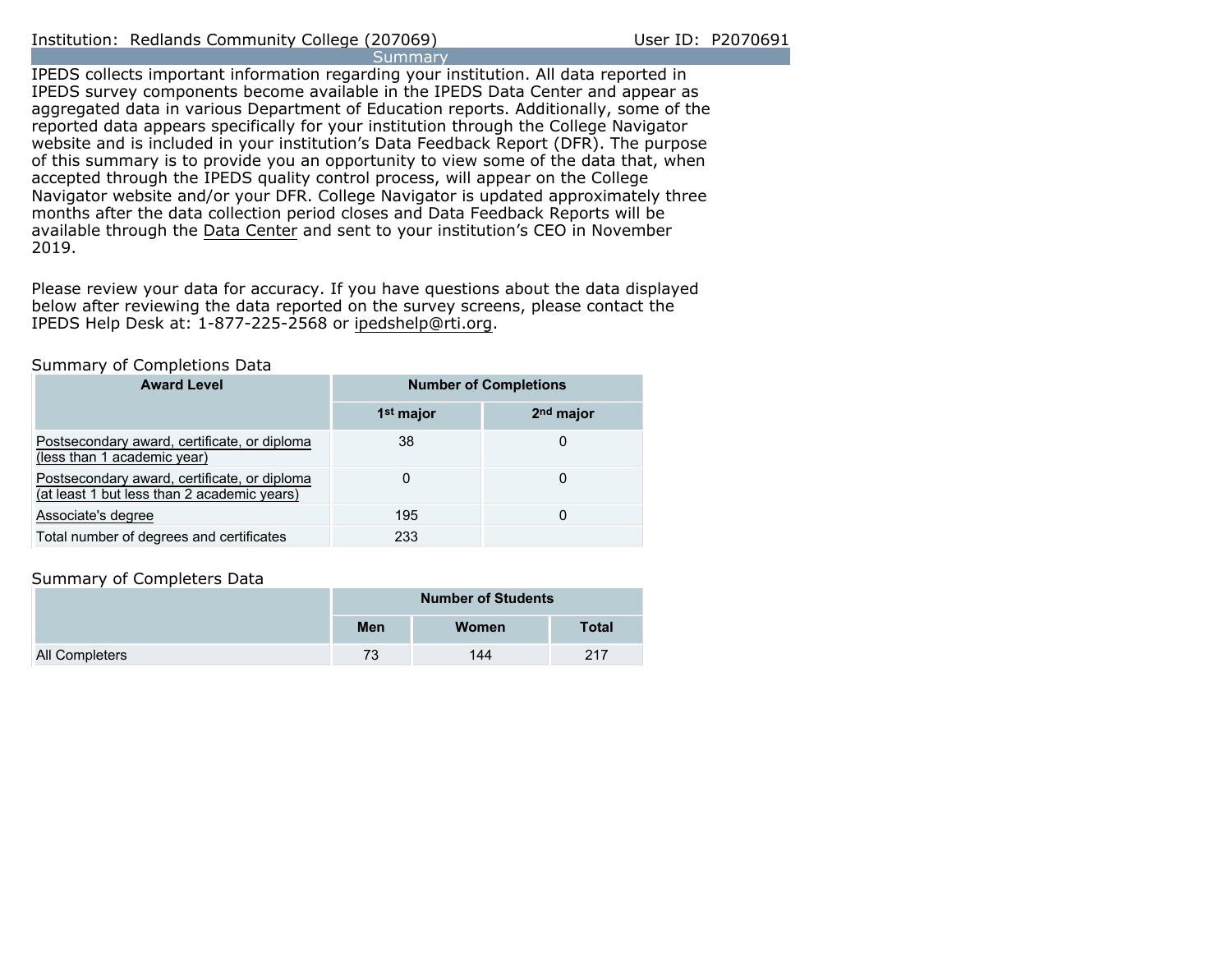Institution: Redlands Community College (207069) User ID: P2070691

## Summary

IPEDS collects important information regarding your institution. All data reported in IPEDS survey components become available in the IPEDS Data Center and appear as aggregated data in various Department of Education reports. Additionally, some of the reported data appears specifically for your institution through the College Navigator website and is included in your institution's Data Feedback Report (DFR). The purpose of this summary is to provide you an opportunity to view some of the data that, when accepted through the IPEDS quality control process, will appear on the College Navigator website and/or your DFR. College Navigator is updated approximately three months after the data collection period closes and Data Feedback Reports will be available through the Data Center and sent to your institution's CEO in November 2019.

Please review your data for accuracy. If you have questions about the data displayed below after reviewing the data reported on the survey screens, please contact the IPEDS Help Desk at: 1-877-225-2568 or ipedshelp@rti.org.

### Summary of Completions Data

| Award Level | Number of Completions | |
|---|---|---|
| | 1st major | 2nd major |
| Postsecondary award, certificate, or diploma (less than 1 academic year) | 38 | 0 |
| Postsecondary award, certificate, or diploma (at least 1 but less than 2 academic years) | 0 | 0 |
| Associate's degree | 195 | 0 |
| Total number of degrees and certificates | 233 | |

### Summary of Completers Data

| | Number of Students | | |
|---|---|---|---|
| | Men | Women | Total |
| All Completers | 73 | 144 | 217 |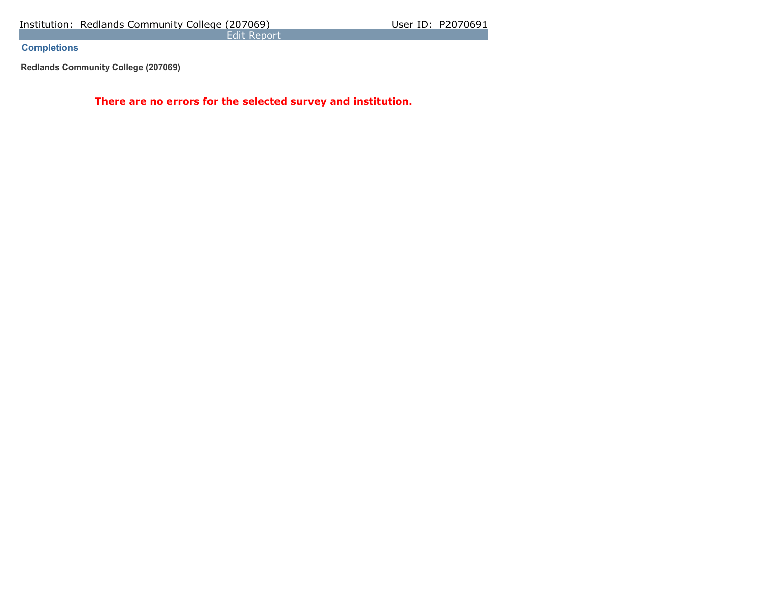Institution: Redlands Community College (207069) User ID: P2070691

Edit Report

## Completions

**Redlands Community College (207069)**

**There are no errors for the selected survey and institution.**